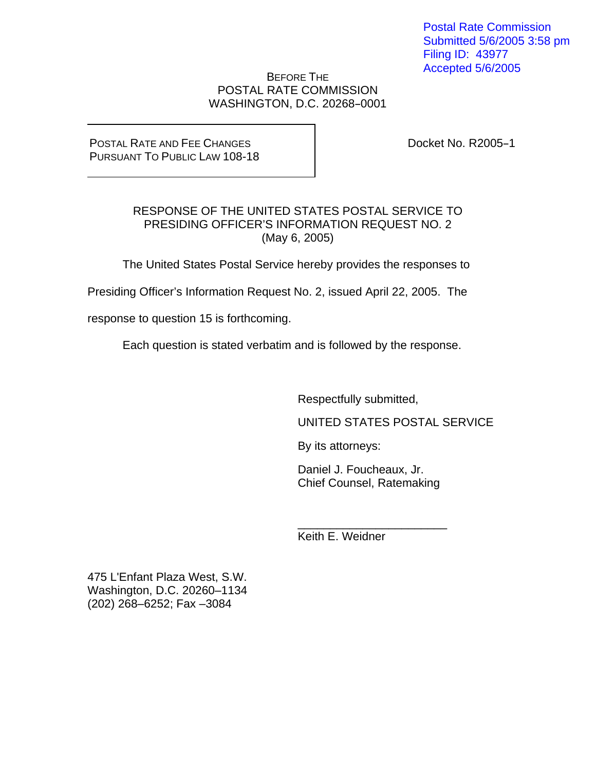Postal Rate Commission
Submitted 5/6/2005 3:58 pm
Filing ID: 43977
Accepted 5/6/2005

BEFORE THE
POSTAL RATE COMMISSION
WASHINGTON, D.C. 20268–0001

POSTAL RATE AND FEE CHANGES
PURSUANT TO PUBLIC LAW 108-18

Docket No. R2005–1

RESPONSE OF THE UNITED STATES POSTAL SERVICE TO
PRESIDING OFFICER'S INFORMATION REQUEST NO. 2
(May 6, 2005)

The United States Postal Service hereby provides the responses to Presiding Officer's Information Request No. 2, issued April 22, 2005. The response to question 15 is forthcoming.

Each question is stated verbatim and is followed by the response.

Respectfully submitted,

UNITED STATES POSTAL SERVICE

By its attorneys:

Daniel J. Foucheaux, Jr.
Chief Counsel, Ratemaking

______________________
Keith E. Weidner

475 L'Enfant Plaza West, S.W.
Washington, D.C. 20260–1134
(202) 268–6252; Fax –3084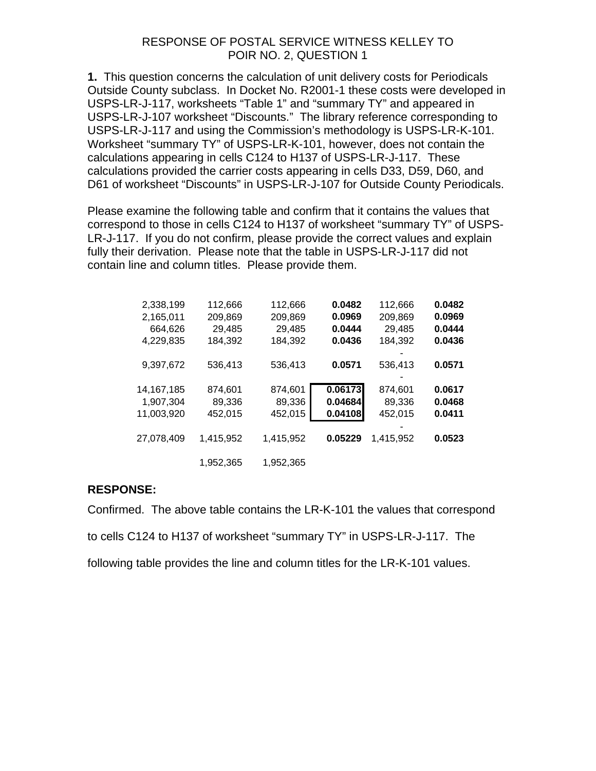RESPONSE OF POSTAL SERVICE WITNESS KELLEY TO
POIR NO. 2, QUESTION 1

**1.** This question concerns the calculation of unit delivery costs for Periodicals Outside County subclass. In Docket No. R2001-1 these costs were developed in USPS-LR-J-117, worksheets "Table 1" and "summary TY" and appeared in USPS-LR-J-107 worksheet "Discounts." The library reference corresponding to USPS-LR-J-117 and using the Commission's methodology is USPS-LR-K-101. Worksheet "summary TY" of USPS-LR-K-101, however, does not contain the calculations appearing in cells C124 to H137 of USPS-LR-J-117. These calculations provided the carrier costs appearing in cells D33, D59, D60, and D61 of worksheet "Discounts" in USPS-LR-J-107 for Outside County Periodicals.

Please examine the following table and confirm that it contains the values that correspond to those in cells C124 to H137 of worksheet "summary TY" of USPS-LR-J-117. If you do not confirm, please provide the correct values and explain fully their derivation. Please note that the table in USPS-LR-J-117 did not contain line and column titles. Please provide them.

| | | | | | |
|---|---|---|---|---|---|
| 2,338,199 | 112,666 | 112,666 | **0.0482** | 112,666 | **0.0482** |
| 2,165,011 | 209,869 | 209,869 | **0.0969** | 209,869 | **0.0969** |
| 664,626 | 29,485 | 29,485 | **0.0444** | 29,485 | **0.0444** |
| 4,229,835 | 184,392 | 184,392 | **0.0436** | 184,392 | **0.0436** |
| | | | | - | |
| 9,397,672 | 536,413 | 536,413 | **0.0571** | 536,413 | **0.0571** |
| | | | | - | |
| 14,167,185 | 874,601 | 874,601 | **0.06173** | 874,601 | **0.0617** |
| 1,907,304 | 89,336 | 89,336 | **0.04684** | 89,336 | **0.0468** |
| 11,003,920 | 452,015 | 452,015 | **0.04108** | 452,015 | **0.0411** |
| | | | | - | |
| 27,078,409 | 1,415,952 | 1,415,952 | **0.05229** | 1,415,952 | **0.0523** |
| | 1,952,365 | 1,952,365 | | | |

**RESPONSE:**

Confirmed. The above table contains the LR-K-101 the values that correspond to cells C124 to H137 of worksheet "summary TY" in USPS-LR-J-117. The following table provides the line and column titles for the LR-K-101 values.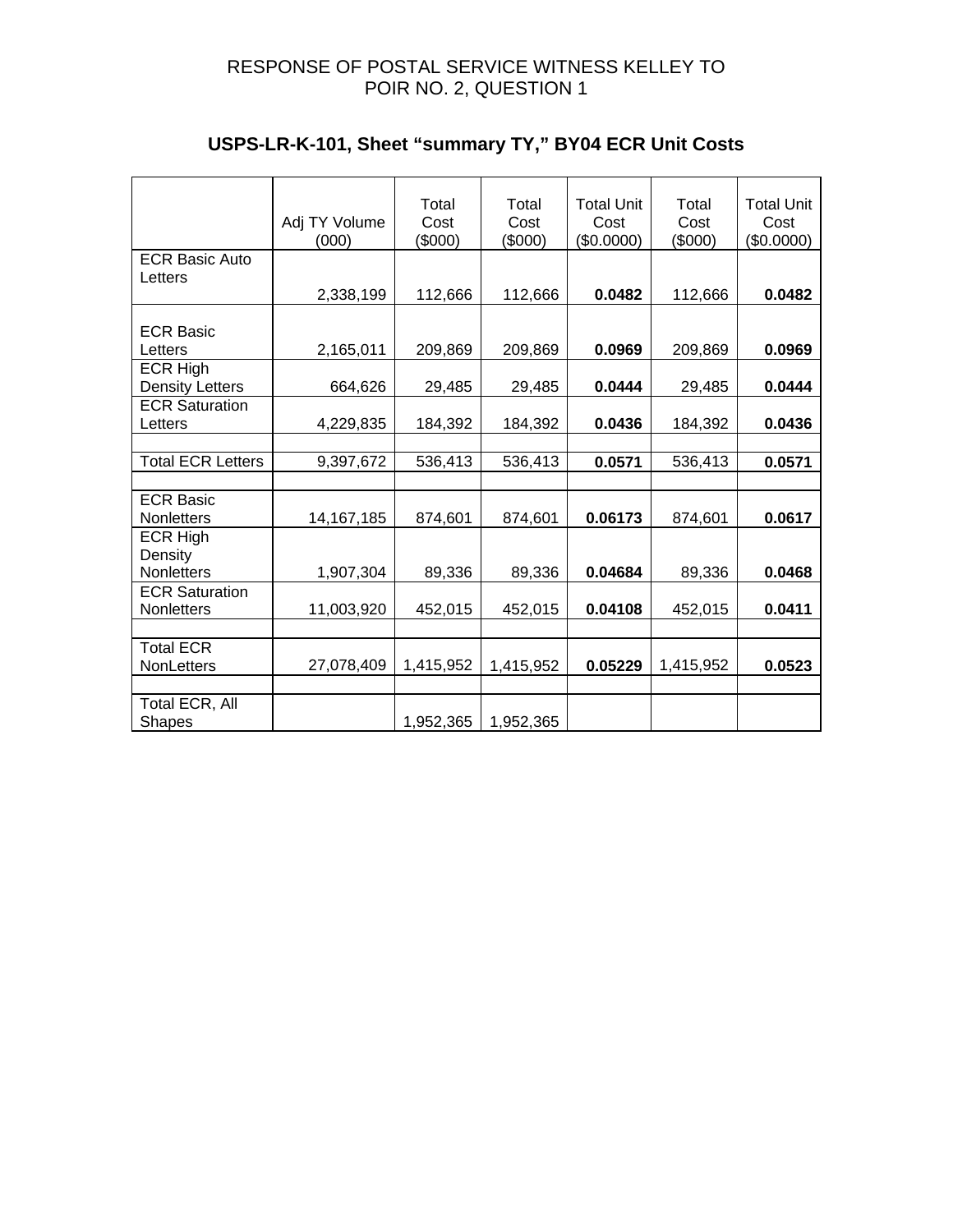RESPONSE OF POSTAL SERVICE WITNESS KELLEY TO
POIR NO. 2, QUESTION 1

## USPS-LR-K-101, Sheet “summary TY,” BY04 ECR Unit Costs

| | Adj TY Volume (000) | Total Cost ($000) | Total Cost ($000) | Total Unit Cost ($0.0000) | Total Cost ($000) | Total Unit Cost ($0.0000) |
|---|---|---|---|---|---|---|
| ECR Basic Auto Letters | 2,338,199 | 112,666 | 112,666 | **0.0482** | 112,666 | **0.0482** |
| ECR Basic Letters | 2,165,011 | 209,869 | 209,869 | **0.0969** | 209,869 | **0.0969** |
| ECR High Density Letters | 664,626 | 29,485 | 29,485 | **0.0444** | 29,485 | **0.0444** |
| ECR Saturation Letters | 4,229,835 | 184,392 | 184,392 | **0.0436** | 184,392 | **0.0436** |
| | | | | | | |
| Total ECR Letters | 9,397,672 | 536,413 | 536,413 | **0.0571** | 536,413 | **0.0571** |
| | | | | | | |
| ECR Basic Nonletters | 14,167,185 | 874,601 | 874,601 | **0.06173** | 874,601 | **0.0617** |
| ECR High Density Nonletters | 1,907,304 | 89,336 | 89,336 | **0.04684** | 89,336 | **0.0468** |
| ECR Saturation Nonletters | 11,003,920 | 452,015 | 452,015 | **0.04108** | 452,015 | **0.0411** |
| | | | | | | |
| Total ECR NonLetters | 27,078,409 | 1,415,952 | 1,415,952 | **0.05229** | 1,415,952 | **0.0523** |
| | | | | | | |
| Total ECR, All Shapes | | 1,952,365 | 1,952,365 | | | |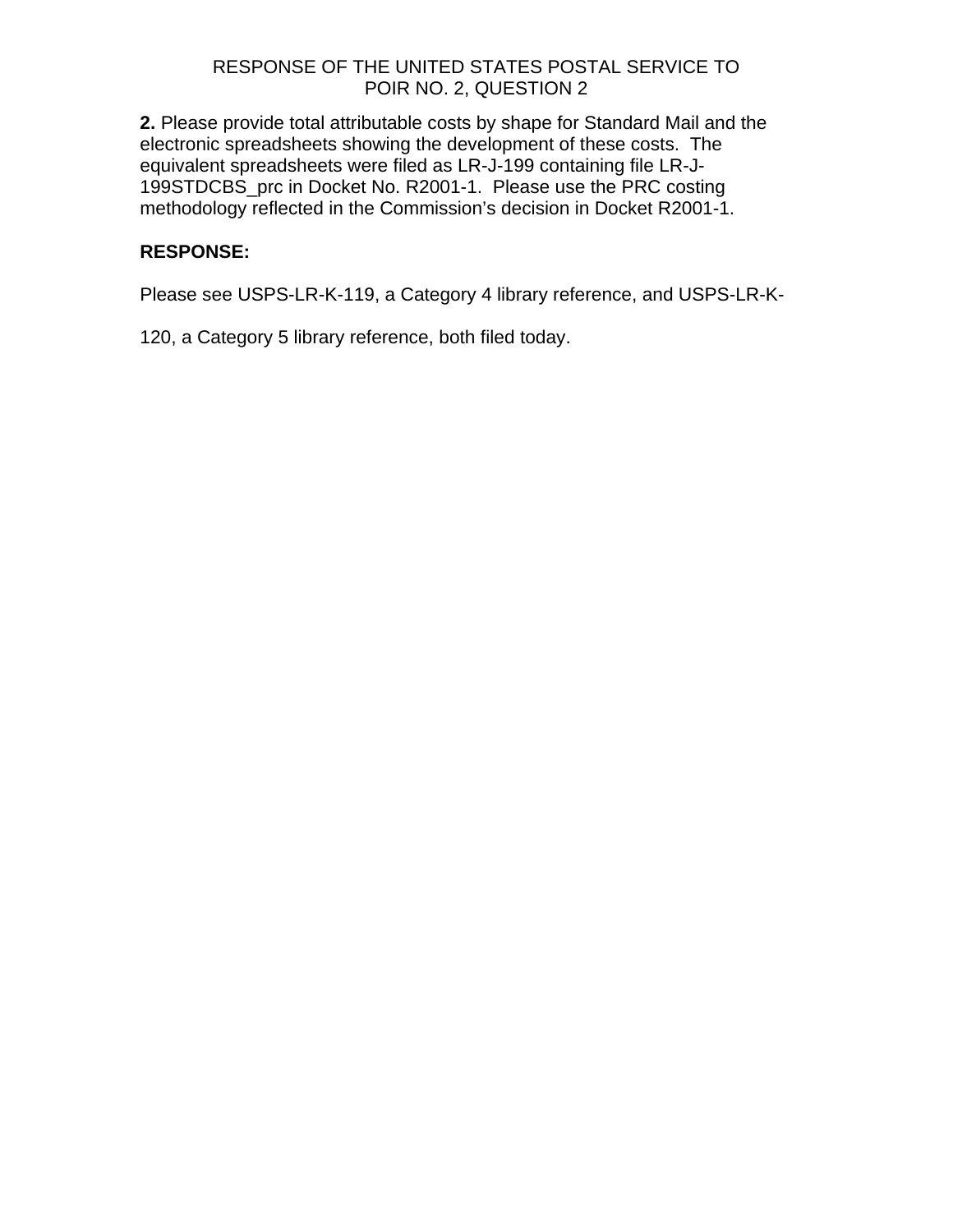RESPONSE OF THE UNITED STATES POSTAL SERVICE TO
POIR NO. 2, QUESTION 2

**2.** Please provide total attributable costs by shape for Standard Mail and the electronic spreadsheets showing the development of these costs. The equivalent spreadsheets were filed as LR-J-199 containing file LR-J-199STDCBS_prc in Docket No. R2001-1. Please use the PRC costing methodology reflected in the Commission's decision in Docket R2001-1.

**RESPONSE:**

Please see USPS-LR-K-119, a Category 4 library reference, and USPS-LR-K-120, a Category 5 library reference, both filed today.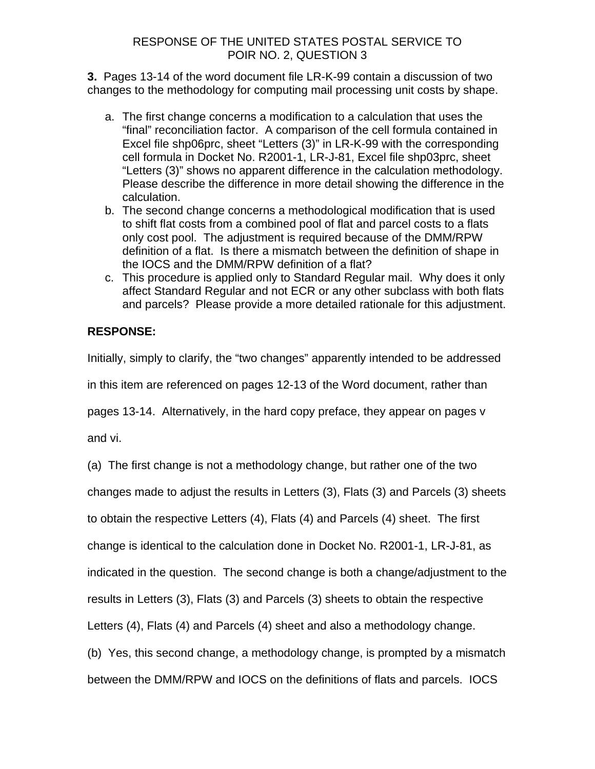RESPONSE OF THE UNITED STATES POSTAL SERVICE TO
POIR NO. 2, QUESTION 3

**3.** Pages 13-14 of the word document file LR-K-99 contain a discussion of two changes to the methodology for computing mail processing unit costs by shape.

a. The first change concerns a modification to a calculation that uses the "final" reconciliation factor. A comparison of the cell formula contained in Excel file shp06prc, sheet "Letters (3)" in LR-K-99 with the corresponding cell formula in Docket No. R2001-1, LR-J-81, Excel file shp03prc, sheet "Letters (3)" shows no apparent difference in the calculation methodology. Please describe the difference in more detail showing the difference in the calculation.
b. The second change concerns a methodological modification that is used to shift flat costs from a combined pool of flat and parcel costs to a flats only cost pool. The adjustment is required because of the DMM/RPW definition of a flat. Is there a mismatch between the definition of shape in the IOCS and the DMM/RPW definition of a flat?
c. This procedure is applied only to Standard Regular mail. Why does it only affect Standard Regular and not ECR or any other subclass with both flats and parcels? Please provide a more detailed rationale for this adjustment.

**RESPONSE:**

Initially, simply to clarify, the "two changes" apparently intended to be addressed in this item are referenced on pages 12-13 of the Word document, rather than pages 13-14. Alternatively, in the hard copy preface, they appear on pages v and vi.

(a) The first change is not a methodology change, but rather one of the two changes made to adjust the results in Letters (3), Flats (3) and Parcels (3) sheets to obtain the respective Letters (4), Flats (4) and Parcels (4) sheet. The first change is identical to the calculation done in Docket No. R2001-1, LR-J-81, as indicated in the question. The second change is both a change/adjustment to the results in Letters (3), Flats (3) and Parcels (3) sheets to obtain the respective Letters (4), Flats (4) and Parcels (4) sheet and also a methodology change.

(b) Yes, this second change, a methodology change, is prompted by a mismatch between the DMM/RPW and IOCS on the definitions of flats and parcels. IOCS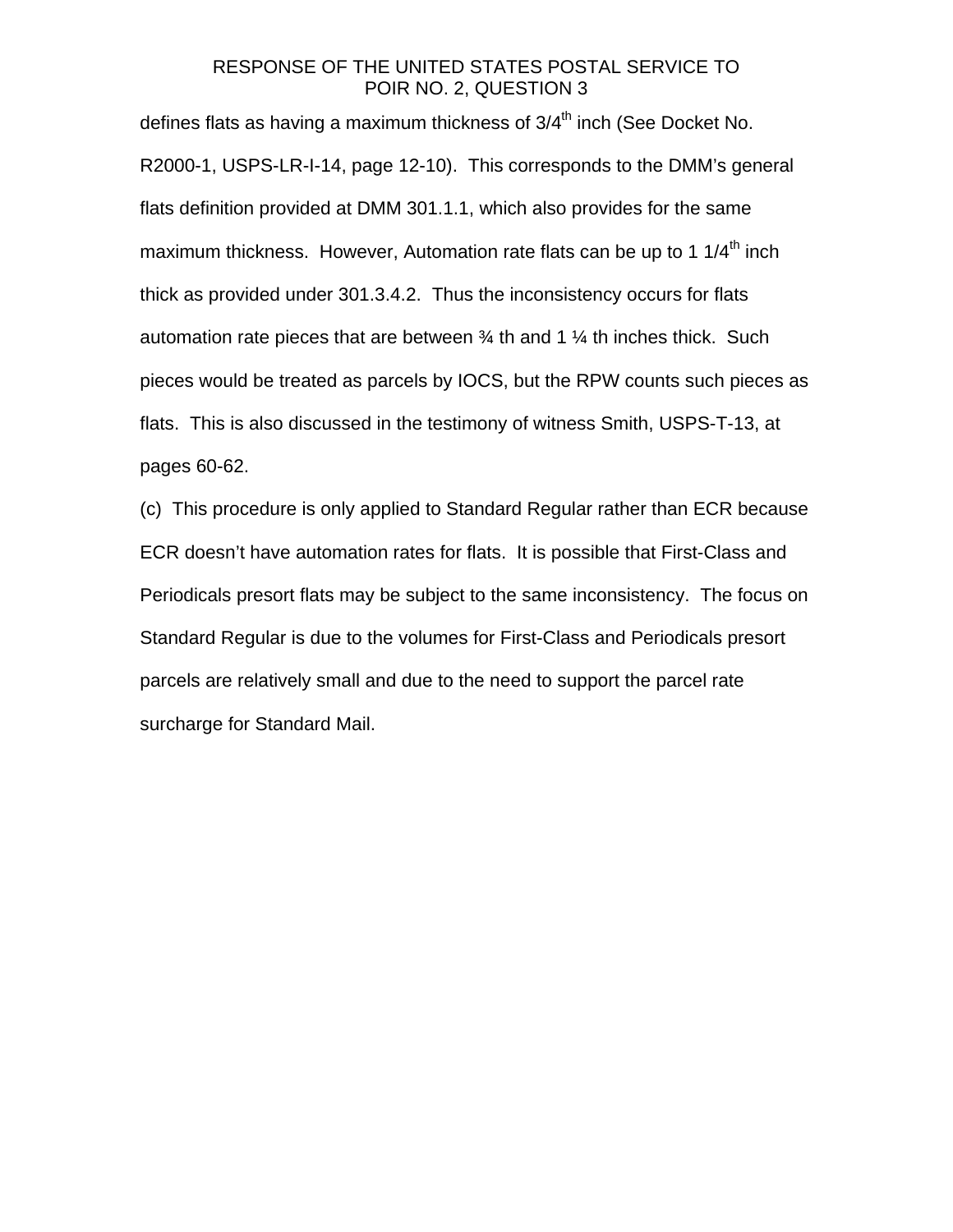defines flats as having a maximum thickness of 3/4th inch (See Docket No. R2000-1, USPS-LR-I-14, page 12-10). This corresponds to the DMM's general flats definition provided at DMM 301.1.1, which also provides for the same maximum thickness. However, Automation rate flats can be up to 1 1/4th inch thick as provided under 301.3.4.2. Thus the inconsistency occurs for flats automation rate pieces that are between ¾ th and 1 ¼ th inches thick. Such pieces would be treated as parcels by IOCS, but the RPW counts such pieces as flats. This is also discussed in the testimony of witness Smith, USPS-T-13, at pages 60-62.

(c) This procedure is only applied to Standard Regular rather than ECR because ECR doesn't have automation rates for flats. It is possible that First-Class and Periodicals presort flats may be subject to the same inconsistency. The focus on Standard Regular is due to the volumes for First-Class and Periodicals presort parcels are relatively small and due to the need to support the parcel rate surcharge for Standard Mail.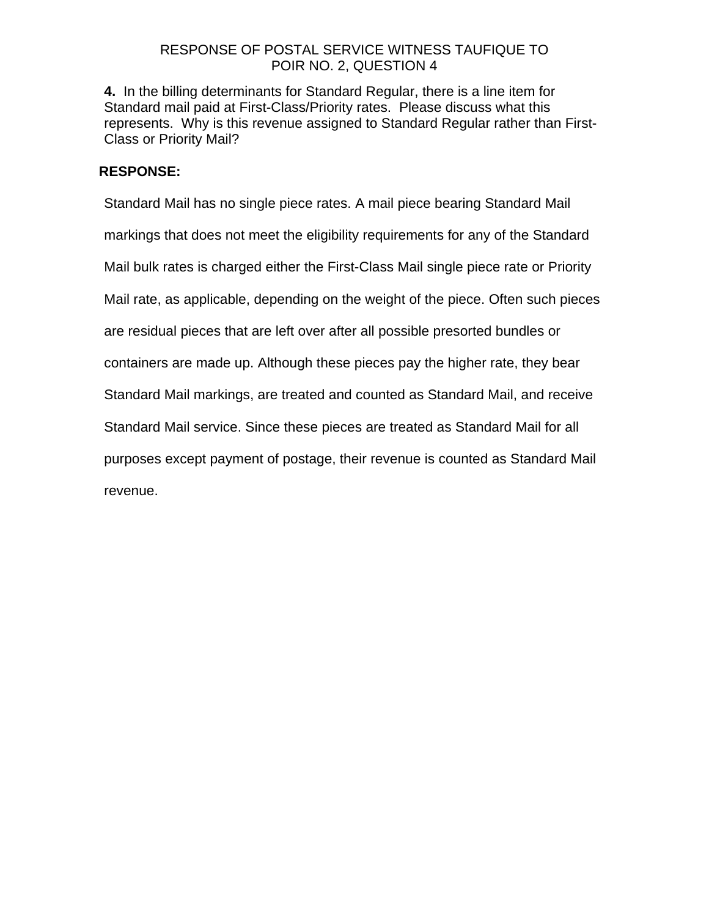RESPONSE OF POSTAL SERVICE WITNESS TAUFIQUE TO
POIR NO. 2, QUESTION 4

**4.** In the billing determinants for Standard Regular, there is a line item for Standard mail paid at First-Class/Priority rates. Please discuss what this represents. Why is this revenue assigned to Standard Regular rather than First-Class or Priority Mail?

**RESPONSE:**

Standard Mail has no single piece rates. A mail piece bearing Standard Mail markings that does not meet the eligibility requirements for any of the Standard Mail bulk rates is charged either the First-Class Mail single piece rate or Priority Mail rate, as applicable, depending on the weight of the piece. Often such pieces are residual pieces that are left over after all possible presorted bundles or containers are made up. Although these pieces pay the higher rate, they bear Standard Mail markings, are treated and counted as Standard Mail, and receive Standard Mail service. Since these pieces are treated as Standard Mail for all purposes except payment of postage, their revenue is counted as Standard Mail revenue.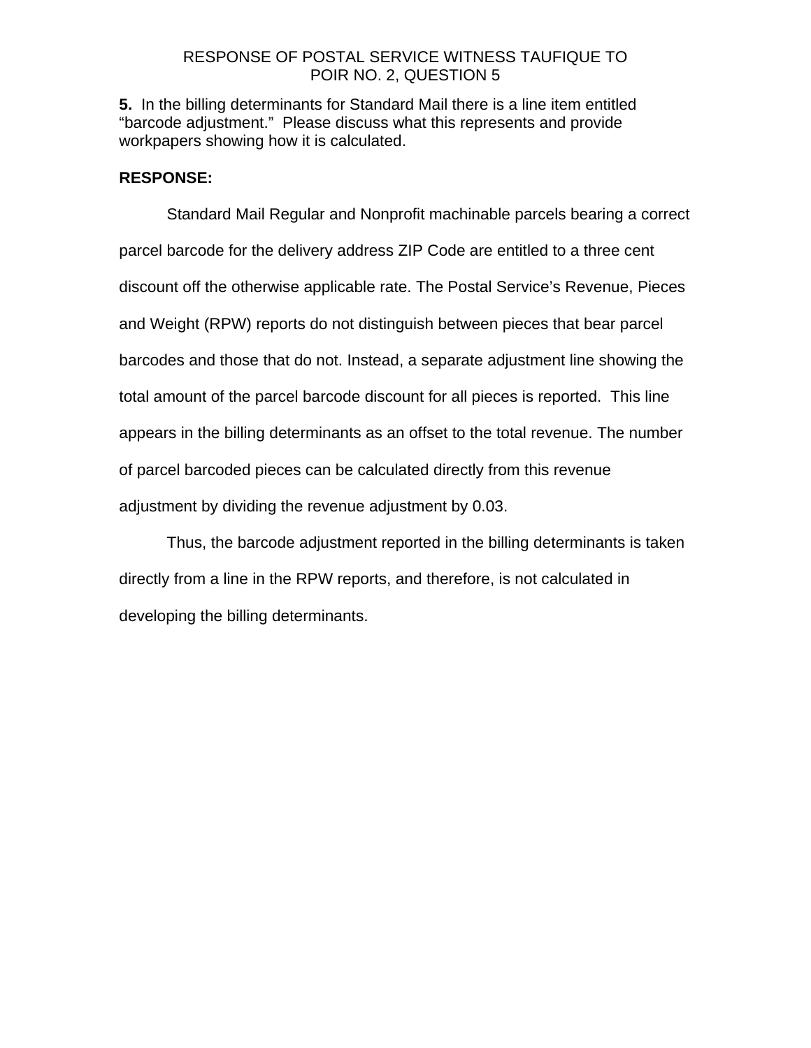RESPONSE OF POSTAL SERVICE WITNESS TAUFIQUE TO
POIR NO. 2, QUESTION 5

**5.** In the billing determinants for Standard Mail there is a line item entitled "barcode adjustment." Please discuss what this represents and provide workpapers showing how it is calculated.

**RESPONSE:**

Standard Mail Regular and Nonprofit machinable parcels bearing a correct parcel barcode for the delivery address ZIP Code are entitled to a three cent discount off the otherwise applicable rate. The Postal Service's Revenue, Pieces and Weight (RPW) reports do not distinguish between pieces that bear parcel barcodes and those that do not. Instead, a separate adjustment line showing the total amount of the parcel barcode discount for all pieces is reported. This line appears in the billing determinants as an offset to the total revenue. The number of parcel barcoded pieces can be calculated directly from this revenue adjustment by dividing the revenue adjustment by 0.03.

Thus, the barcode adjustment reported in the billing determinants is taken directly from a line in the RPW reports, and therefore, is not calculated in developing the billing determinants.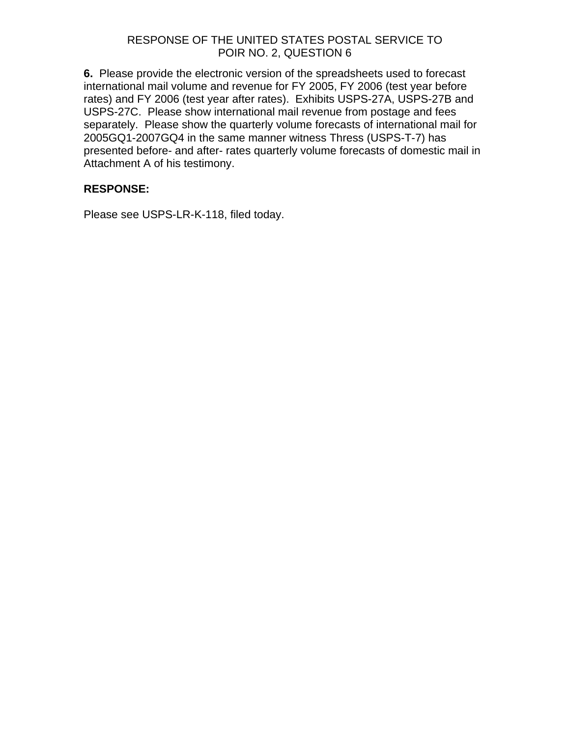RESPONSE OF THE UNITED STATES POSTAL SERVICE TO
POIR NO. 2, QUESTION 6

**6.** Please provide the electronic version of the spreadsheets used to forecast international mail volume and revenue for FY 2005, FY 2006 (test year before rates) and FY 2006 (test year after rates). Exhibits USPS-27A, USPS-27B and USPS-27C. Please show international mail revenue from postage and fees separately. Please show the quarterly volume forecasts of international mail for 2005GQ1-2007GQ4 in the same manner witness Thress (USPS-T-7) has presented before- and after- rates quarterly volume forecasts of domestic mail in Attachment A of his testimony.

**RESPONSE:**

Please see USPS-LR-K-118, filed today.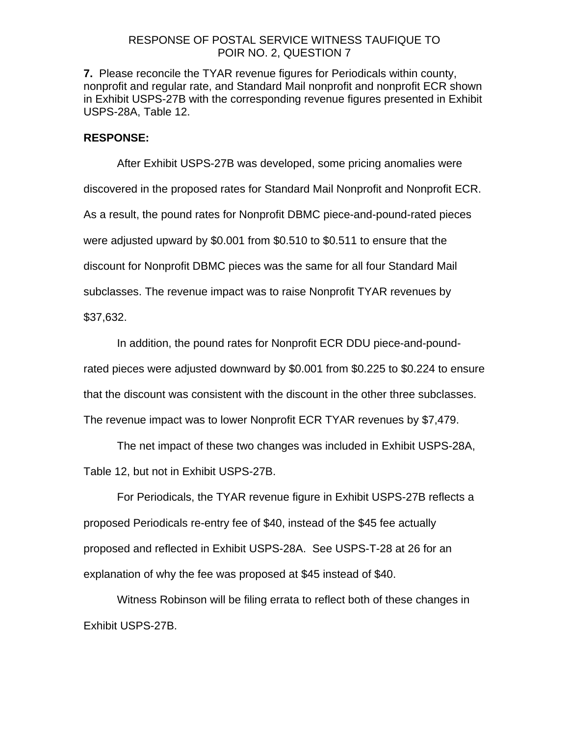RESPONSE OF POSTAL SERVICE WITNESS TAUFIQUE TO
POIR NO. 2, QUESTION 7

**7.** Please reconcile the TYAR revenue figures for Periodicals within county, nonprofit and regular rate, and Standard Mail nonprofit and nonprofit ECR shown in Exhibit USPS-27B with the corresponding revenue figures presented in Exhibit USPS-28A, Table 12.

**RESPONSE:**

After Exhibit USPS-27B was developed, some pricing anomalies were discovered in the proposed rates for Standard Mail Nonprofit and Nonprofit ECR. As a result, the pound rates for Nonprofit DBMC piece-and-pound-rated pieces were adjusted upward by $0.001 from $0.510 to $0.511 to ensure that the discount for Nonprofit DBMC pieces was the same for all four Standard Mail subclasses. The revenue impact was to raise Nonprofit TYAR revenues by $37,632.

In addition, the pound rates for Nonprofit ECR DDU piece-and-pound-rated pieces were adjusted downward by $0.001 from $0.225 to $0.224 to ensure that the discount was consistent with the discount in the other three subclasses. The revenue impact was to lower Nonprofit ECR TYAR revenues by $7,479.

The net impact of these two changes was included in Exhibit USPS-28A, Table 12, but not in Exhibit USPS-27B.

For Periodicals, the TYAR revenue figure in Exhibit USPS-27B reflects a proposed Periodicals re-entry fee of $40, instead of the $45 fee actually proposed and reflected in Exhibit USPS-28A. See USPS-T-28 at 26 for an explanation of why the fee was proposed at $45 instead of $40.

Witness Robinson will be filing errata to reflect both of these changes in Exhibit USPS-27B.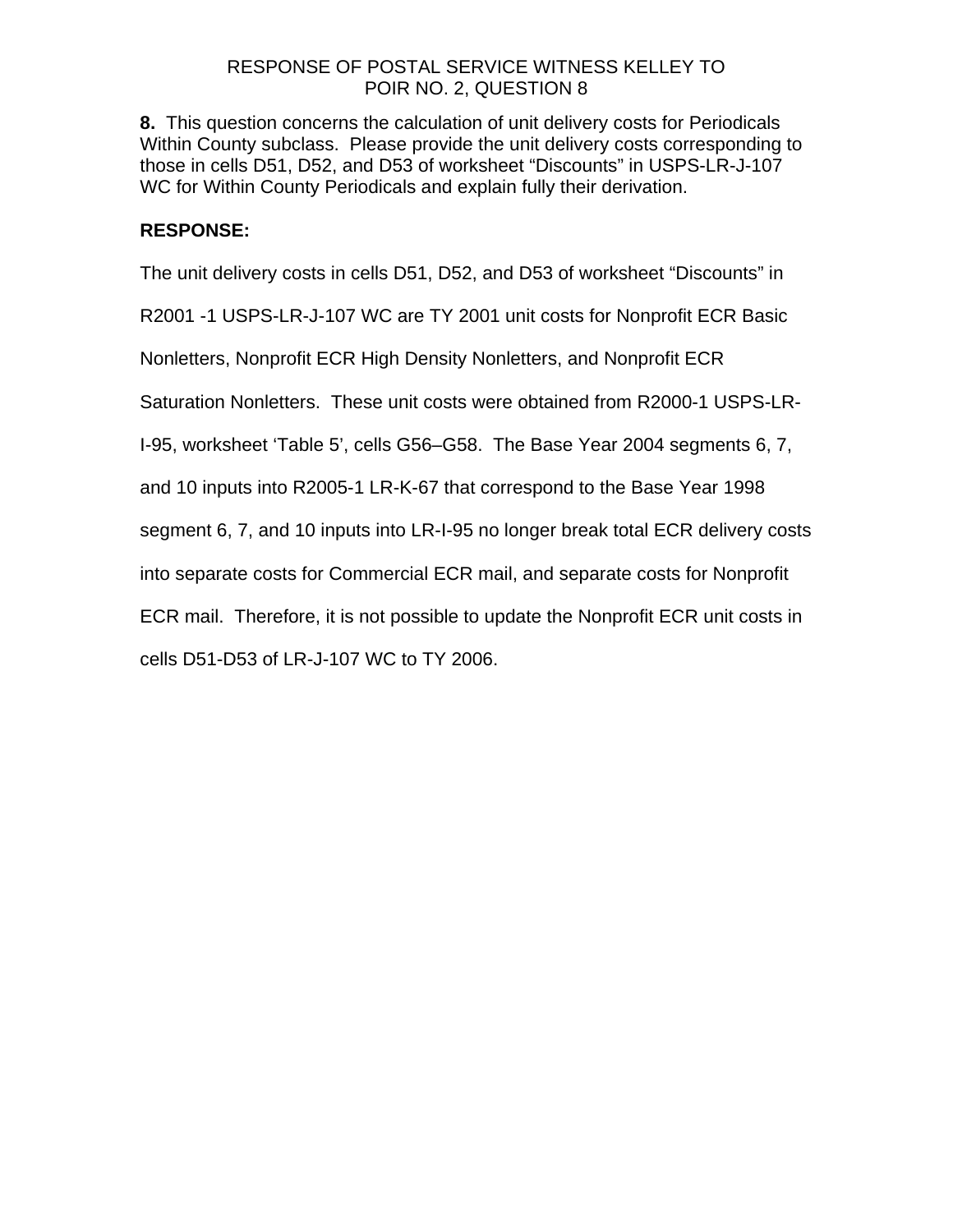RESPONSE OF POSTAL SERVICE WITNESS KELLEY TO POIR NO. 2, QUESTION 8

**8.** This question concerns the calculation of unit delivery costs for Periodicals Within County subclass. Please provide the unit delivery costs corresponding to those in cells D51, D52, and D53 of worksheet “Discounts” in USPS-LR-J-107 WC for Within County Periodicals and explain fully their derivation.

**RESPONSE:**

The unit delivery costs in cells D51, D52, and D53 of worksheet “Discounts” in R2001 -1 USPS-LR-J-107 WC are TY 2001 unit costs for Nonprofit ECR Basic Nonletters, Nonprofit ECR High Density Nonletters, and Nonprofit ECR Saturation Nonletters. These unit costs were obtained from R2000-1 USPS-LR-I-95, worksheet ‘Table 5’, cells G56–G58. The Base Year 2004 segments 6, 7, and 10 inputs into R2005-1 LR-K-67 that correspond to the Base Year 1998 segment 6, 7, and 10 inputs into LR-I-95 no longer break total ECR delivery costs into separate costs for Commercial ECR mail, and separate costs for Nonprofit ECR mail. Therefore, it is not possible to update the Nonprofit ECR unit costs in cells D51-D53 of LR-J-107 WC to TY 2006.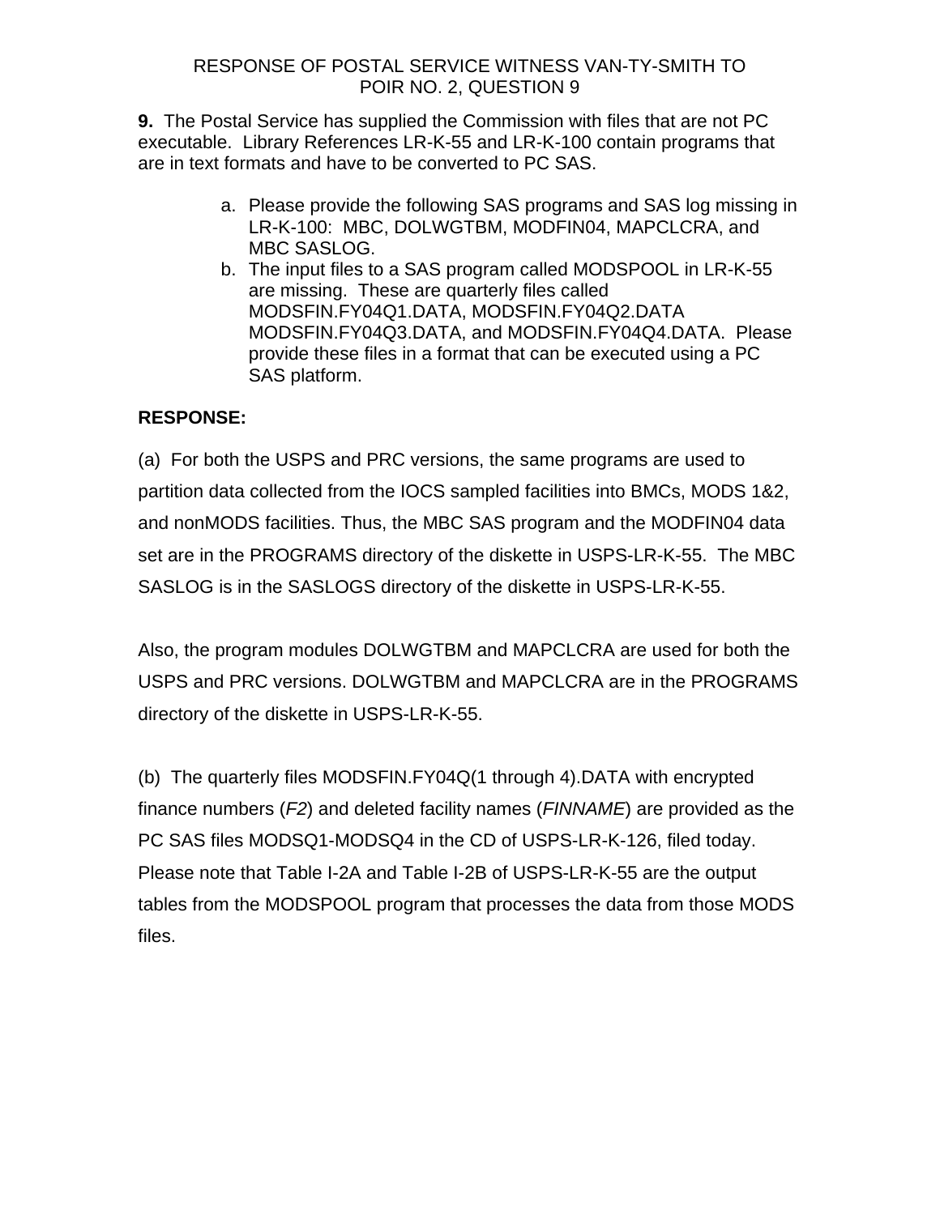RESPONSE OF POSTAL SERVICE WITNESS VAN-TY-SMITH TO POIR NO. 2, QUESTION 9

**9.** The Postal Service has supplied the Commission with files that are not PC executable. Library References LR-K-55 and LR-K-100 contain programs that are in text formats and have to be converted to PC SAS.

a. Please provide the following SAS programs and SAS log missing in LR-K-100: MBC, DOLWGTBM, MODFIN04, MAPCLCRA, and MBC SASLOG.
b. The input files to a SAS program called MODSPOOL in LR-K-55 are missing. These are quarterly files called MODSFIN.FY04Q1.DATA, MODSFIN.FY04Q2.DATA MODSFIN.FY04Q3.DATA, and MODSFIN.FY04Q4.DATA. Please provide these files in a format that can be executed using a PC SAS platform.

**RESPONSE:**

(a) For both the USPS and PRC versions, the same programs are used to partition data collected from the IOCS sampled facilities into BMCs, MODS 1&2, and nonMODS facilities. Thus, the MBC SAS program and the MODFIN04 data set are in the PROGRAMS directory of the diskette in USPS-LR-K-55. The MBC SASLOG is in the SASLOGS directory of the diskette in USPS-LR-K-55.

Also, the program modules DOLWGTBM and MAPCLCRA are used for both the USPS and PRC versions. DOLWGTBM and MAPCLCRA are in the PROGRAMS directory of the diskette in USPS-LR-K-55.

(b) The quarterly files MODSFIN.FY04Q(1 through 4).DATA with encrypted finance numbers (*F2*) and deleted facility names (*FINNAME*) are provided as the PC SAS files MODSQ1-MODSQ4 in the CD of USPS-LR-K-126, filed today. Please note that Table I-2A and Table I-2B of USPS-LR-K-55 are the output tables from the MODSPOOL program that processes the data from those MODS files.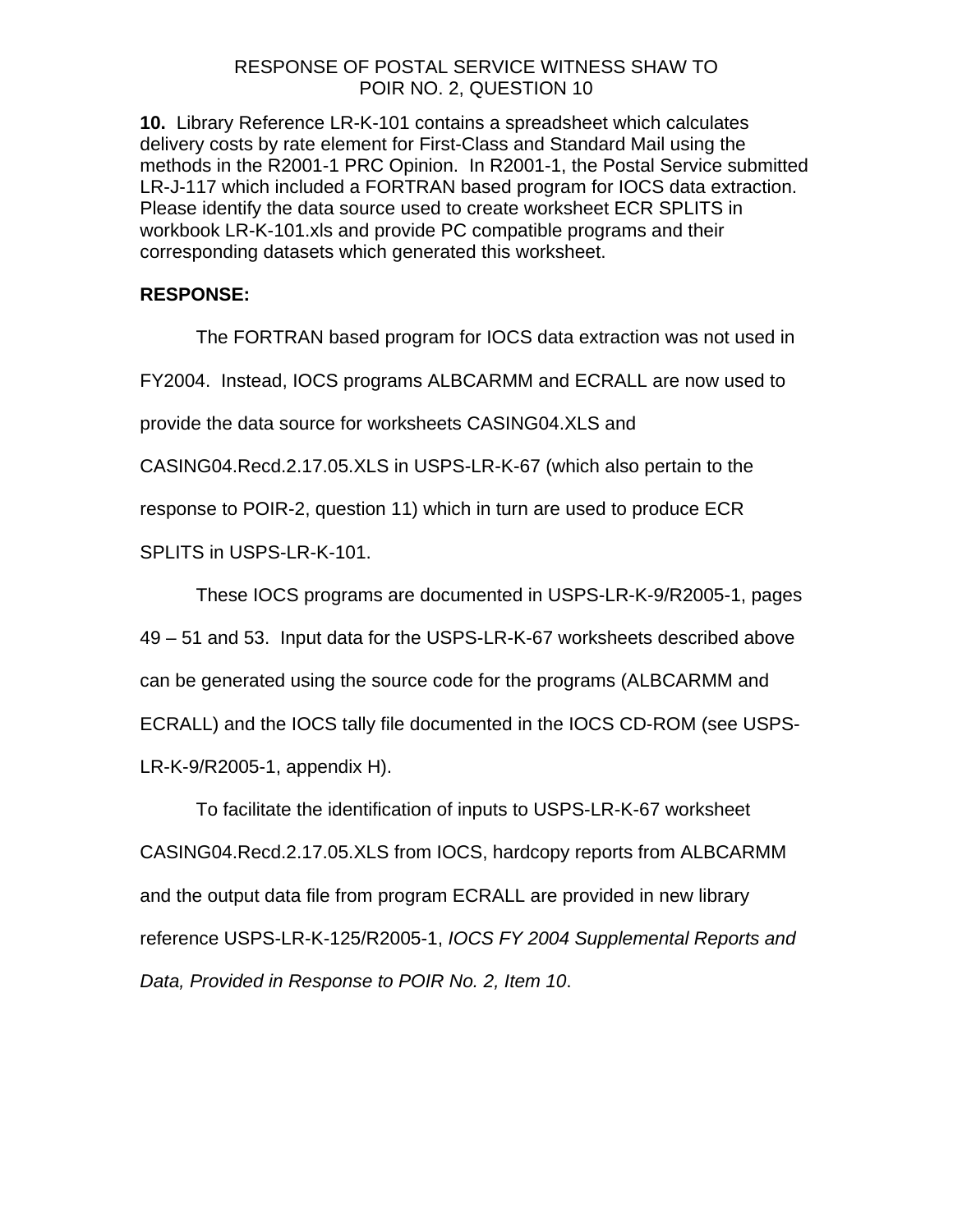RESPONSE OF POSTAL SERVICE WITNESS SHAW TO
POIR NO. 2, QUESTION 10

**10.** Library Reference LR-K-101 contains a spreadsheet which calculates delivery costs by rate element for First-Class and Standard Mail using the methods in the R2001-1 PRC Opinion. In R2001-1, the Postal Service submitted LR-J-117 which included a FORTRAN based program for IOCS data extraction. Please identify the data source used to create worksheet ECR SPLITS in workbook LR-K-101.xls and provide PC compatible programs and their corresponding datasets which generated this worksheet.

**RESPONSE:**

The FORTRAN based program for IOCS data extraction was not used in FY2004. Instead, IOCS programs ALBCARMM and ECRALL are now used to provide the data source for worksheets CASING04.XLS and CASING04.Recd.2.17.05.XLS in USPS-LR-K-67 (which also pertain to the response to POIR-2, question 11) which in turn are used to produce ECR SPLITS in USPS-LR-K-101.

These IOCS programs are documented in USPS-LR-K-9/R2005-1, pages 49 – 51 and 53. Input data for the USPS-LR-K-67 worksheets described above can be generated using the source code for the programs (ALBCARMM and ECRALL) and the IOCS tally file documented in the IOCS CD-ROM (see USPS-LR-K-9/R2005-1, appendix H).

To facilitate the identification of inputs to USPS-LR-K-67 worksheet CASING04.Recd.2.17.05.XLS from IOCS, hardcopy reports from ALBCARMM and the output data file from program ECRALL are provided in new library reference USPS-LR-K-125/R2005-1, *IOCS FY 2004 Supplemental Reports and Data, Provided in Response to POIR No. 2, Item 10*.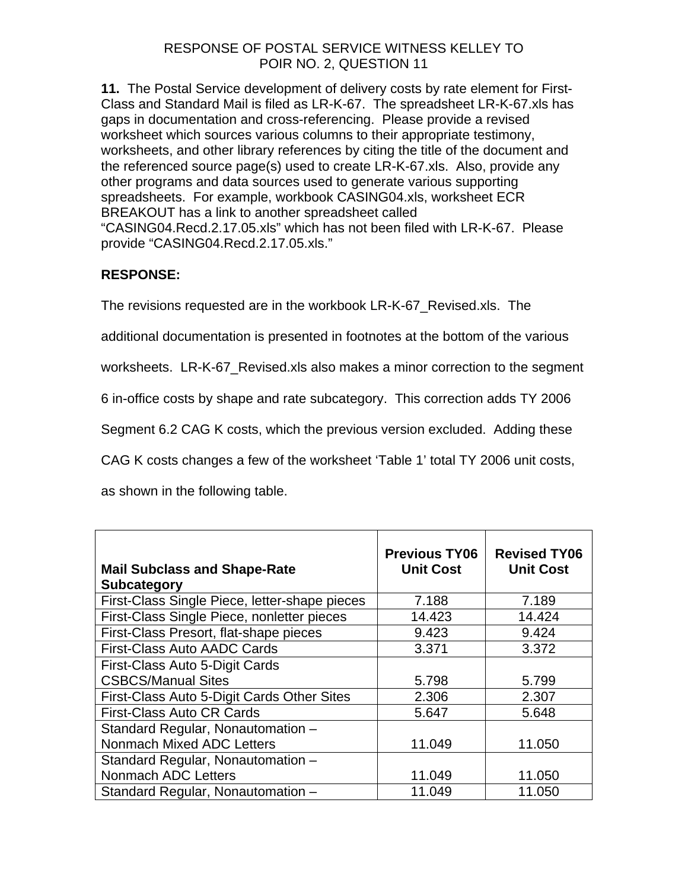RESPONSE OF POSTAL SERVICE WITNESS KELLEY TO
POIR NO. 2, QUESTION 11

**11.** The Postal Service development of delivery costs by rate element for First-Class and Standard Mail is filed as LR-K-67. The spreadsheet LR-K-67.xls has gaps in documentation and cross-referencing. Please provide a revised worksheet which sources various columns to their appropriate testimony, worksheets, and other library references by citing the title of the document and the referenced source page(s) used to create LR-K-67.xls. Also, provide any other programs and data sources used to generate various supporting spreadsheets. For example, workbook CASING04.xls, worksheet ECR BREAKOUT has a link to another spreadsheet called "CASING04.Recd.2.17.05.xls" which has not been filed with LR-K-67. Please provide "CASING04.Recd.2.17.05.xls."

**RESPONSE:**

The revisions requested are in the workbook LR-K-67_Revised.xls. The additional documentation is presented in footnotes at the bottom of the various worksheets. LR-K-67_Revised.xls also makes a minor correction to the segment 6 in-office costs by shape and rate subcategory. This correction adds TY 2006 Segment 6.2 CAG K costs, which the previous version excluded. Adding these CAG K costs changes a few of the worksheet 'Table 1' total TY 2006 unit costs, as shown in the following table.

| Mail Subclass and Shape-Rate Subcategory | Previous TY06 Unit Cost | Revised TY06 Unit Cost |
|---|---|---|
| First-Class Single Piece, letter-shape pieces | 7.188 | 7.189 |
| First-Class Single Piece, nonletter pieces | 14.423 | 14.424 |
| First-Class Presort, flat-shape pieces | 9.423 | 9.424 |
| First-Class Auto AADC Cards | 3.371 | 3.372 |
| First-Class Auto 5-Digit Cards CSBCS/Manual Sites | 5.798 | 5.799 |
| First-Class Auto 5-Digit Cards Other Sites | 2.306 | 2.307 |
| First-Class Auto CR Cards | 5.647 | 5.648 |
| Standard Regular, Nonautomation – Nonmach Mixed ADC Letters | 11.049 | 11.050 |
| Standard Regular, Nonautomation – Nonmach ADC Letters | 11.049 | 11.050 |
| Standard Regular, Nonautomation – | 11.049 | 11.050 |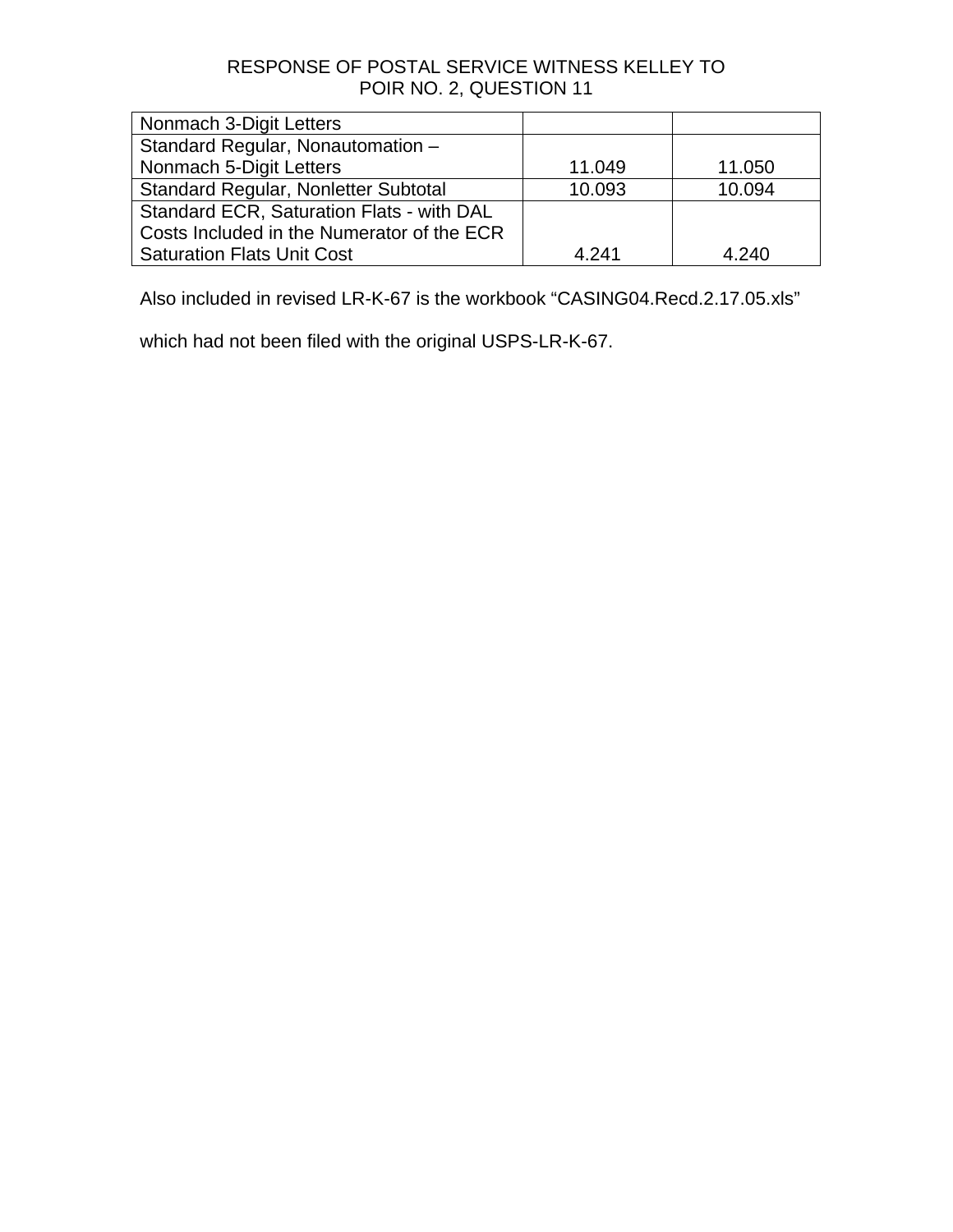RESPONSE OF POSTAL SERVICE WITNESS KELLEY TO POIR NO. 2, QUESTION 11

| | | |
|---|---|---|
| Nonmach 3-Digit Letters | | |
| Standard Regular, Nonautomation – Nonmach 5-Digit Letters | 11.049 | 11.050 |
| Standard Regular, Nonletter Subtotal | 10.093 | 10.094 |
| Standard ECR, Saturation Flats - with DAL Costs Included in the Numerator of the ECR Saturation Flats Unit Cost | 4.241 | 4.240 |

Also included in revised LR-K-67 is the workbook “CASING04.Recd.2.17.05.xls” which had not been filed with the original USPS-LR-K-67.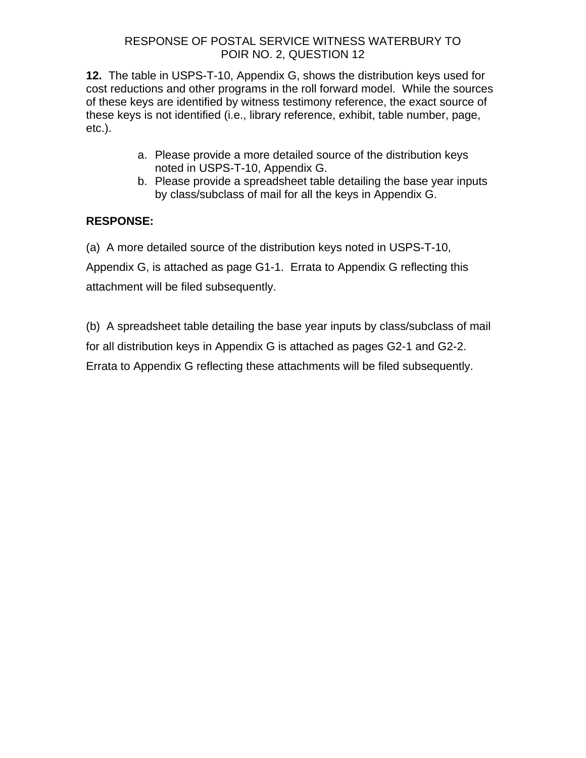RESPONSE OF POSTAL SERVICE WITNESS WATERBURY TO
POIR NO. 2, QUESTION 12

**12.** The table in USPS-T-10, Appendix G, shows the distribution keys used for cost reductions and other programs in the roll forward model. While the sources of these keys are identified by witness testimony reference, the exact source of these keys is not identified (i.e., library reference, exhibit, table number, page, etc.).

a. Please provide a more detailed source of the distribution keys noted in USPS-T-10, Appendix G.
b. Please provide a spreadsheet table detailing the base year inputs by class/subclass of mail for all the keys in Appendix G.

**RESPONSE:**

(a) A more detailed source of the distribution keys noted in USPS-T-10, Appendix G, is attached as page G1-1. Errata to Appendix G reflecting this attachment will be filed subsequently.

(b) A spreadsheet table detailing the base year inputs by class/subclass of mail for all distribution keys in Appendix G is attached as pages G2-1 and G2-2. Errata to Appendix G reflecting these attachments will be filed subsequently.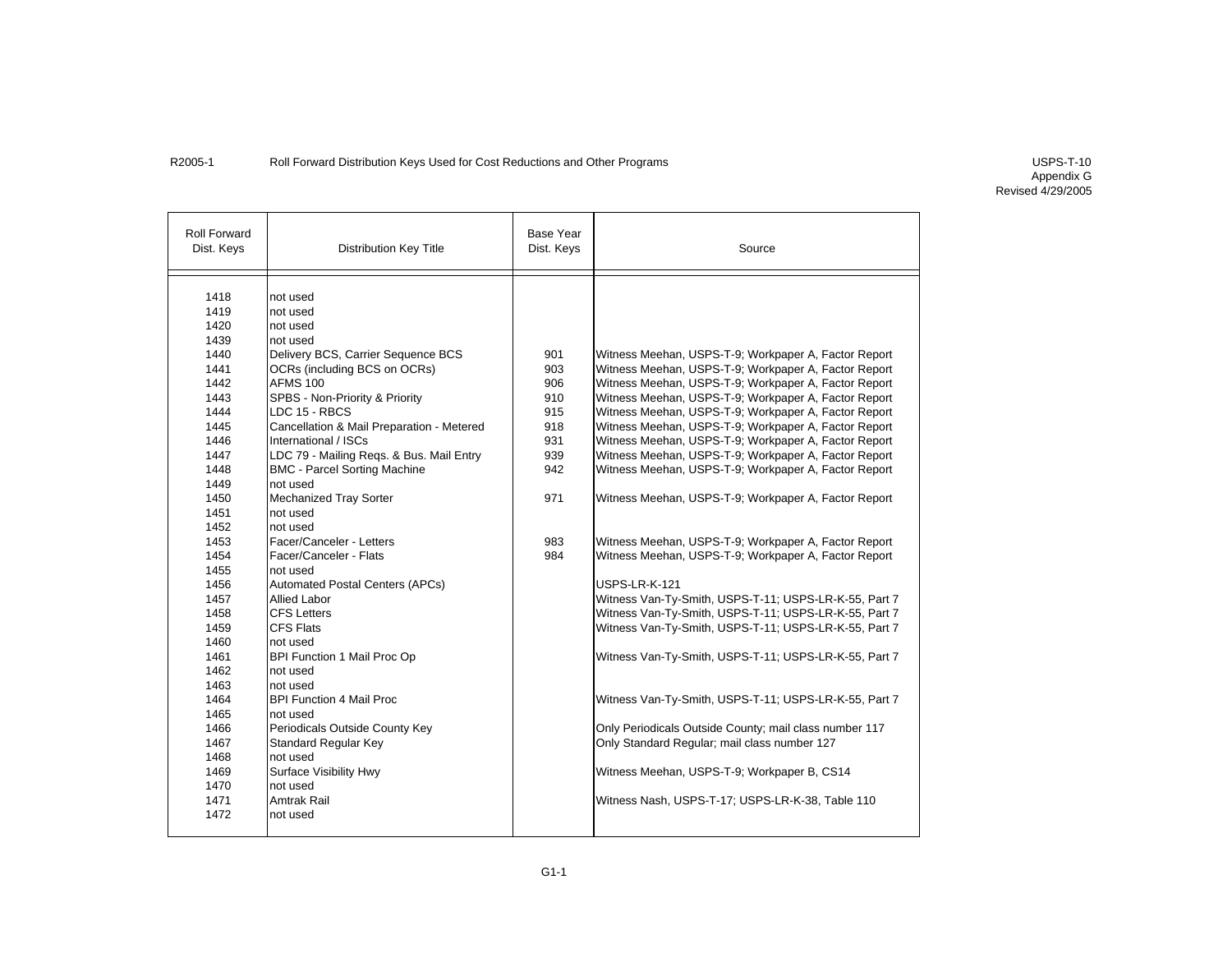R2005-1 Roll Forward Distribution Keys Used for Cost Reductions and Other Programs

USPS-T-10
Appendix G
Revised 4/29/2005

| Roll Forward Dist. Keys | Distribution Key Title | Base Year Dist. Keys | Source |
|---|---|---|---|
| 1418 | not used | | |
| 1419 | not used | | |
| 1420 | not used | | |
| 1439 | not used | | |
| 1440 | Delivery BCS, Carrier Sequence BCS | 901 | Witness Meehan, USPS-T-9; Workpaper A, Factor Report |
| 1441 | OCRs (including BCS on OCRs) | 903 | Witness Meehan, USPS-T-9; Workpaper A, Factor Report |
| 1442 | AFMS 100 | 906 | Witness Meehan, USPS-T-9; Workpaper A, Factor Report |
| 1443 | SPBS - Non-Priority & Priority | 910 | Witness Meehan, USPS-T-9; Workpaper A, Factor Report |
| 1444 | LDC 15 - RBCS | 915 | Witness Meehan, USPS-T-9; Workpaper A, Factor Report |
| 1445 | Cancellation & Mail Preparation - Metered | 918 | Witness Meehan, USPS-T-9; Workpaper A, Factor Report |
| 1446 | International / ISCs | 931 | Witness Meehan, USPS-T-9; Workpaper A, Factor Report |
| 1447 | LDC 79 - Mailing Reqs. & Bus. Mail Entry | 939 | Witness Meehan, USPS-T-9; Workpaper A, Factor Report |
| 1448 | BMC - Parcel Sorting Machine | 942 | Witness Meehan, USPS-T-9; Workpaper A, Factor Report |
| 1449 | not used | | |
| 1450 | Mechanized Tray Sorter | 971 | Witness Meehan, USPS-T-9; Workpaper A, Factor Report |
| 1451 | not used | | |
| 1452 | not used | | |
| 1453 | Facer/Canceler - Letters | 983 | Witness Meehan, USPS-T-9; Workpaper A, Factor Report |
| 1454 | Facer/Canceler - Flats | 984 | Witness Meehan, USPS-T-9; Workpaper A, Factor Report |
| 1455 | not used | | |
| 1456 | Automated Postal Centers (APCs) | | USPS-LR-K-121 |
| 1457 | Allied Labor | | Witness Van-Ty-Smith, USPS-T-11; USPS-LR-K-55, Part 7 |
| 1458 | CFS Letters | | Witness Van-Ty-Smith, USPS-T-11; USPS-LR-K-55, Part 7 |
| 1459 | CFS Flats | | Witness Van-Ty-Smith, USPS-T-11; USPS-LR-K-55, Part 7 |
| 1460 | not used | | |
| 1461 | BPI Function 1 Mail Proc Op | | Witness Van-Ty-Smith, USPS-T-11; USPS-LR-K-55, Part 7 |
| 1462 | not used | | |
| 1463 | not used | | |
| 1464 | BPI Function 4 Mail Proc | | Witness Van-Ty-Smith, USPS-T-11; USPS-LR-K-55, Part 7 |
| 1465 | not used | | |
| 1466 | Periodicals Outside County Key | | Only Periodicals Outside County; mail class number 117 |
| 1467 | Standard Regular Key | | Only Standard Regular; mail class number 127 |
| 1468 | not used | | |
| 1469 | Surface Visibility Hwy | | Witness Meehan, USPS-T-9; Workpaper B, CS14 |
| 1470 | not used | | |
| 1471 | Amtrak Rail | | Witness Nash, USPS-T-17; USPS-LR-K-38, Table 110 |
| 1472 | not used | | |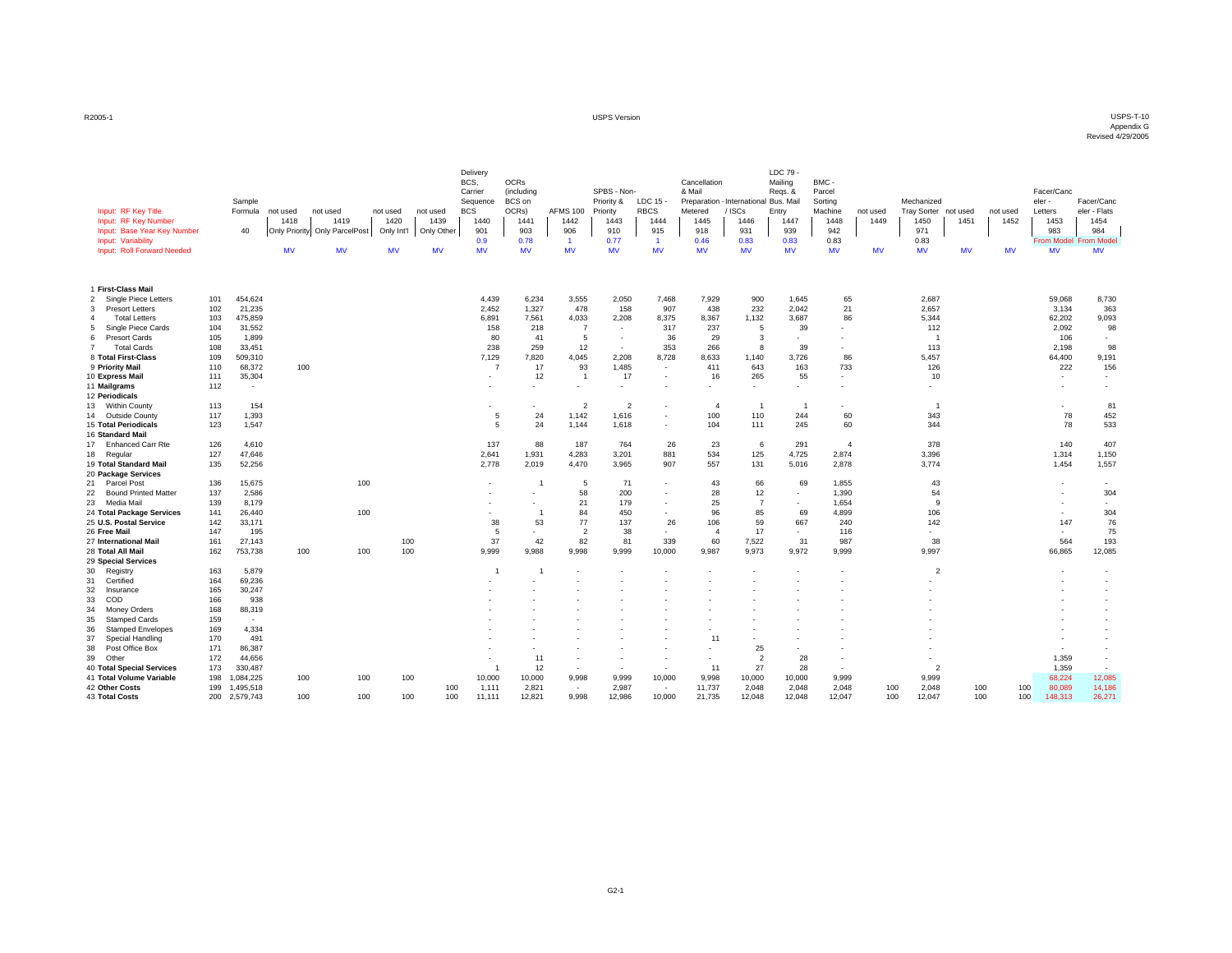| | | | Sample Formula | not used | not used | not used | not used | Delivery BCS, Carrier Sequence BCS | OCRs (including BCS on OCRs) | AFMS 100 | SPBS - Non-Priority & Priority | LDC 15 - RBCS | Cancellation & Mail Preparation - Metered | International / ISCs | LDC 79 - Mailing Reqs. & Bus. Mail Entry | BMC - Parcel Sorting Machine | not used | Mechanized Tray Sorter | not used | not used | Facer/Canceler - Letters | Facer/Canceler - Flats |
|---|---|---|---|---|---|---|---|---|---|---|---|---|---|---|---|---|---|---|---|---|---|---|
| Input: RF Key Title | | | Sample Formula | not used | not used | not used | not used | Delivery BCS, Carrier Sequence BCS | OCRs (including BCS on OCRs) | AFMS 100 | SPBS - Non-Priority & Priority | LDC 15 - RBCS | Cancellation & Mail Preparation - Metered | International / ISCs | LDC 79 - Mailing Reqs. & Bus. Mail Entry | BMC - Parcel Sorting Machine | not used | Mechanized Tray Sorter | not used | not used | Facer/Canceler - Letters | Facer/Canceler - Flats |
| Input: RF Key Number | | | | 1418 | 1419 | 1420 | 1439 | 1440 | 1441 | 1442 | 1443 | 1444 | 1445 | 1446 | 1447 | 1448 | 1449 | 1450 | 1451 | 1452 | 1453 | 1454 |
| Input: Base Year Key Number | | | 40 | Only Priority | Only ParcelPost | Only Int'l | Only Other | 901 | 903 | 906 | 910 | 915 | 918 | 931 | 939 | 942 | | 971 | | | 983 | 984 |
| Input: Variability | | | | | | | | 0.9 | 0.78 | 1 | 0.77 | 1 | 0.46 | 0.83 | 0.83 | 0.83 | | 0.83 | | | From Model | From Model |
| Input: Roll Forward Needed | | | | MV | MV | MV | MV | MV | MV | MV | MV | MV | MV | MV | MV | MV | MV | MV | MV | MV | MV | MV |
| 1 | **First-Class Mail** | | | | | | | | | | | | | | | | | | | | | |
| 2 | Single Piece Letters | 101 | 454,624 | | | | | 4,439 | 6,234 | 3,555 | 2,050 | 7,468 | 7,929 | 900 | 1,645 | 65 | | 2,687 | | | 59,068 | 8,730 |
| 3 | Presort Letters | 102 | 21,235 | | | | | 2,452 | 1,327 | 478 | 158 | 907 | 438 | 232 | 2,042 | 21 | | 2,657 | | | 3,134 | 363 |
| 4 | Total Letters | 103 | 475,859 | | | | | 6,891 | 7,561 | 4,033 | 2,208 | 8,375 | 8,367 | 1,132 | 3,687 | 86 | | 5,344 | | | 62,202 | 9,093 |
| 5 | Single Piece Cards | 104 | 31,552 | | | | | 158 | 218 | 7 | - | 317 | 237 | 5 | 39 | - | | 112 | | | 2,092 | 98 |
| 6 | Presort Cards | 105 | 1,899 | | | | | 80 | 41 | 5 | - | 36 | 29 | 3 | - | - | | 1 | | | 106 | - |
| 7 | Total Cards | 108 | 33,451 | | | | | 238 | 259 | 12 | - | 353 | 266 | 8 | 39 | - | | 113 | | | 2,198 | 98 |
| 8 | **Total First-Class** | 109 | 509,310 | | | | | 7,129 | 7,820 | 4,045 | 2,208 | 8,728 | 8,633 | 1,140 | 3,726 | 86 | | 5,457 | | | 64,400 | 9,191 |
| 9 | **Priority Mail** | 110 | 68,372 | 100 | | | | 7 | 17 | 93 | 1,485 | - | 411 | 643 | 163 | 733 | | 126 | | | 222 | 156 |
| 10 | **Express Mail** | 111 | 35,304 | | | | | - | 12 | 1 | 17 | - | 16 | 265 | 55 | - | | 10 | | | - | - |
| 11 | **Mailgrams** | 112 | - | | | | | - | - | - | - | - | - | - | - | - | | - | | | - | - |
| 12 | **Periodicals** | | | | | | | | | | | | | | | | | | | | | |
| 13 | Within County | 113 | 154 | | | | | - | - | 2 | 2 | - | 4 | 1 | 1 | - | | 1 | | | - | 81 |
| 14 | Outside County | 117 | 1,393 | | | | | 5 | 24 | 1,142 | 1,616 | - | 100 | 110 | 244 | 60 | | 343 | | | 78 | 452 |
| 15 | **Total Periodicals** | 123 | 1,547 | | | | | 5 | 24 | 1,144 | 1,618 | - | 104 | 111 | 245 | 60 | | 344 | | | 78 | 533 |
| 16 | **Standard Mail** | | | | | | | | | | | | | | | | | | | | | |
| 17 | Enhanced Carr Rte | 126 | 4,610 | | | | | 137 | 88 | 187 | 764 | 26 | 23 | 6 | 291 | 4 | | 378 | | | 140 | 407 |
| 18 | Regular | 127 | 47,646 | | | | | 2,641 | 1,931 | 4,283 | 3,201 | 881 | 534 | 125 | 4,725 | 2,874 | | 3,396 | | | 1,314 | 1,150 |
| 19 | **Total Standard Mail** | 135 | 52,256 | | | | | 2,778 | 2,019 | 4,470 | 3,965 | 907 | 557 | 131 | 5,016 | 2,878 | | 3,774 | | | 1,454 | 1,557 |
| 20 | **Package Services** | | | | | | | | | | | | | | | | | | | | | |
| 21 | Parcel Post | 136 | 15,675 | | 100 | | | - | 1 | 5 | 71 | - | 43 | 66 | 69 | 1,855 | | 43 | | | - | - |
| 22 | Bound Printed Matter | 137 | 2,586 | | | | | - | - | 58 | 200 | - | 28 | 12 | - | 1,390 | | 54 | | | - | 304 |
| 23 | Media Mail | 139 | 8,179 | | | | | - | - | 21 | 179 | - | 25 | 7 | - | 1,654 | | 9 | | | - | - |
| 24 | **Total Package Services** | 141 | 26,440 | | 100 | | | - | 1 | 84 | 450 | - | 96 | 85 | 69 | 4,899 | | 106 | | | - | 304 |
| 25 | **U.S. Postal Service** | 142 | 33,171 | | | | | 38 | 53 | 77 | 137 | 26 | 106 | 59 | 667 | 240 | | 142 | | | 147 | 76 |
| 26 | **Free Mail** | 147 | 195 | | | | | 5 | - | 2 | 38 | - | 4 | 17 | - | 116 | | - | | | - | 75 |
| 27 | **International Mail** | 161 | 27,143 | | | 100 | | 37 | 42 | 82 | 81 | 339 | 60 | 7,522 | 31 | 987 | | 38 | | | 564 | 193 |
| 28 | **Total All Mail** | 162 | 753,738 | 100 | 100 | 100 | | 9,999 | 9,988 | 9,998 | 9,999 | 10,000 | 9,987 | 9,973 | 9,972 | 9,999 | | 9,997 | | | 66,865 | 12,085 |
| 29 | **Special Services** | | | | | | | | | | | | | | | | | | | | | |
| 30 | Registry | 163 | 5,879 | | | | | 1 | 1 | - | - | - | - | - | - | - | | 2 | | | - | - |
| 31 | Certified | 164 | 69,236 | | | | | - | - | - | - | - | - | - | - | - | | - | | | - | - |
| 32 | Insurance | 165 | 30,247 | | | | | - | - | - | - | - | - | - | - | - | | - | | | - | - |
| 33 | COD | 166 | 938 | | | | | - | - | - | - | - | - | - | - | - | | - | | | - | - |
| 34 | Money Orders | 168 | 88,319 | | | | | - | - | - | - | - | - | - | - | - | | - | | | - | - |
| 35 | Stamped Cards | 159 | - | | | | | - | - | - | - | - | - | - | - | - | | - | | | - | - |
| 36 | Stamped Envelopes | 169 | 4,334 | | | | | - | - | - | - | - | - | - | - | - | | - | | | - | - |
| 37 | Special Handling | 170 | 491 | | | | | - | - | - | - | - | 11 | - | - | - | | - | | | - | - |
| 38 | Post Office Box | 171 | 86,387 | | | | | - | - | - | - | - | - | 25 | - | - | | - | | | - | - |
| 39 | Other | 172 | 44,656 | | | | | - | 11 | - | - | - | - | 2 | 28 | - | | - | | | 1,359 | - |
| 40 | **Total Special Services** | 173 | 330,487 | | | | | 1 | 12 | - | - | - | 11 | 27 | 28 | - | | 2 | | | 1,359 | - |
| 41 | **Total Volume Variable** | 198 | 1,084,225 | 100 | 100 | 100 | | 10,000 | 10,000 | 9,998 | 9,999 | 10,000 | 9,998 | 10,000 | 10,000 | 9,999 | | 9,999 | | | 68,224 | 12,085 |
| 42 | **Other Costs** | 199 | 1,495,518 | | | | 100 | 1,111 | 2,821 | - | 2,987 | - | 11,737 | 2,048 | 2,048 | 2,048 | 100 | 2,048 | 100 | 100 | 80,089 | 14,186 |
| 43 | **Total Costs** | 200 | 2,579,743 | 100 | 100 | 100 | 100 | 11,111 | 12,821 | 9,998 | 12,986 | 10,000 | 21,735 | 12,048 | 12,048 | 12,047 | 100 | 12,047 | 100 | 100 | 148,313 | 26,271 |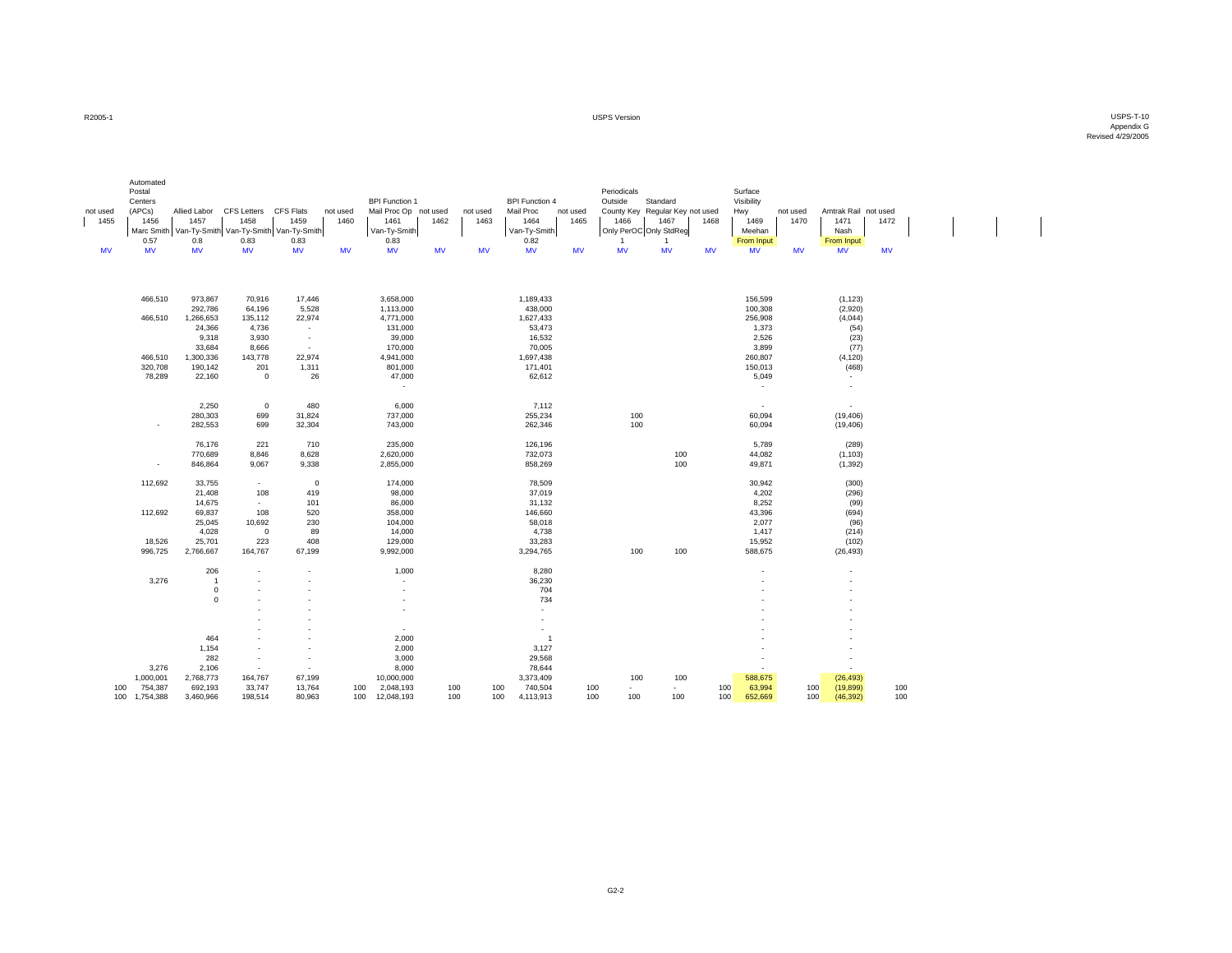| not used | Automated Postal Centers (APCs) | Allied Labor | CFS Letters | CFS Flats | not used | BPI Function 1 Mail Proc Op | not used | not used | BPI Function 4 Mail Proc | not used | Periodicals Outside County Key | Standard Regular Key | not used | Surface Visibility Hwy | not used | Amtrak Rail | not used |
|---|---|---|---|---|---|---|---|---|---|---|---|---|---|---|---|---|---|
| 1455 | 1456 | 1457 | 1458 | 1459 | 1460 | 1461 | 1462 | 1463 | 1464 | 1465 | 1466 | 1467 | 1468 | 1469 | 1470 | 1471 | 1472 |
| | Marc Smith | Van-Ty-Smith | Van-Ty-Smith | Van-Ty-Smith | | Van-Ty-Smith | | | Van-Ty-Smith | | Only PerOC | Only StdReg | | Meehan | | Nash | |
| | 0.57 | 0.8 | 0.83 | 0.83 | | 0.83 | | | 0.82 | | 1 | 1 | | From Input | | From Input | |
| MV | MV | MV | MV | MV | MV | MV | MV | MV | MV | MV | MV | MV | MV | MV | MV | MV | MV |
| | 466,510 | 973,867 | 70,916 | 17,446 | | 3,658,000 | | | 1,189,433 | | | | | 156,599 | | (1,123) | |
| | | 292,786 | 64,196 | 5,528 | | 1,113,000 | | | 438,000 | | | | | 100,308 | | (2,920) | |
| | 466,510 | 1,266,653 | 135,112 | 22,974 | | 4,771,000 | | | 1,627,433 | | | | | 256,908 | | (4,044) | |
| | | 24,366 | 4,736 | - | | 131,000 | | | 53,473 | | | | | 1,373 | | (54) | |
| | | 9,318 | 3,930 | - | | 39,000 | | | 16,532 | | | | | 2,526 | | (23) | |
| | | 33,684 | 8,666 | - | | 170,000 | | | 70,005 | | | | | 3,899 | | (77) | |
| | 466,510 | 1,300,336 | 143,778 | 22,974 | | 4,941,000 | | | 1,697,438 | | | | | 260,807 | | (4,120) | |
| | 320,708 | 190,142 | 201 | 1,311 | | 801,000 | | | 171,401 | | | | | 150,013 | | (468) | |
| | 78,289 | 22,160 | 0 | 26 | | 47,000 | | | 62,612 | | | | | 5,049 | | - | |
| | | | | | | - | | | | | | | | - | | - | |
| | | | | | | | | | | | | | | | | | |
| | | 2,250 | 0 | 480 | | 6,000 | | | 7,112 | | | | | - | | - | |
| | | 280,303 | 699 | 31,824 | | 737,000 | | | 255,234 | | 100 | | | 60,094 | | (19,406) | |
| | - | 282,553 | 699 | 32,304 | | 743,000 | | | 262,346 | | 100 | | | 60,094 | | (19,406) | |
| | | | | | | | | | | | | | | | | | |
| | | 76,176 | 221 | 710 | | 235,000 | | | 126,196 | | | | | 5,789 | | (289) | |
| | | 770,689 | 8,846 | 8,628 | | 2,620,000 | | | 732,073 | | | 100 | | 44,082 | | (1,103) | |
| | - | 846,864 | 9,067 | 9,338 | | 2,855,000 | | | 858,269 | | | 100 | | 49,871 | | (1,392) | |
| | | | | | | | | | | | | | | | | | |
| | 112,692 | 33,755 | - | 0 | | 174,000 | | | 78,509 | | | | | 30,942 | | (300) | |
| | | 21,408 | 108 | 419 | | 98,000 | | | 37,019 | | | | | 4,202 | | (296) | |
| | | 14,675 | - | 101 | | 86,000 | | | 31,132 | | | | | 8,252 | | (99) | |
| | 112,692 | 69,837 | 108 | 520 | | 358,000 | | | 146,660 | | | | | 43,396 | | (694) | |
| | | 25,045 | 10,692 | 230 | | 104,000 | | | 58,018 | | | | | 2,077 | | (96) | |
| | | 4,028 | 0 | 89 | | 14,000 | | | 4,738 | | | | | 1,417 | | (214) | |
| | 18,526 | 25,701 | 223 | 408 | | 129,000 | | | 33,283 | | | | | 15,952 | | (102) | |
| | 996,725 | 2,766,667 | 164,767 | 67,199 | | 9,992,000 | | | 3,294,765 | | 100 | 100 | | 588,675 | | (26,493) | |
| | | | | | | | | | | | | | | | | | |
| | | 206 | - | - | | 1,000 | | | 8,280 | | | | | - | | - | |
| | 3,276 | 1 | - | - | | - | | | 36,230 | | | | | - | | - | |
| | | 0 | - | - | | - | | | 704 | | | | | - | | - | |
| | | 0 | - | - | | - | | | 734 | | | | | - | | - | |
| | | | - | - | | - | | | - | | | | | - | | - | |
| | | | - | - | | | | | - | | | | | - | | - | |
| | | | - | - | | - | | | - | | | | | - | | - | |
| | | 464 | - | - | | 2,000 | | | 1 | | | | | - | | - | |
| | | 1,154 | - | - | | 2,000 | | | 3,127 | | | | | - | | - | |
| | | 282 | - | - | | 3,000 | | | 29,568 | | | | | - | | - | |
| | 3,276 | 2,106 | - | - | | 8,000 | | | 78,644 | | | | | - | | - | |
| | 1,000,001 | 2,768,773 | 164,767 | 67,199 | | 10,000,000 | | | 3,373,409 | | 100 | 100 | | 588,675 | | (26,493) | |
| 100 | 754,387 | 692,193 | 33,747 | 13,764 | 100 | 2,048,193 | 100 | 100 | 740,504 | 100 | - | - | 100 | 63,994 | 100 | (19,899) | 100 |
| 100 | 1,754,388 | 3,460,966 | 198,514 | 80,963 | 100 | 12,048,193 | 100 | 100 | 4,113,913 | 100 | 100 | 100 | 100 | 652,669 | 100 | (46,392) | 100 |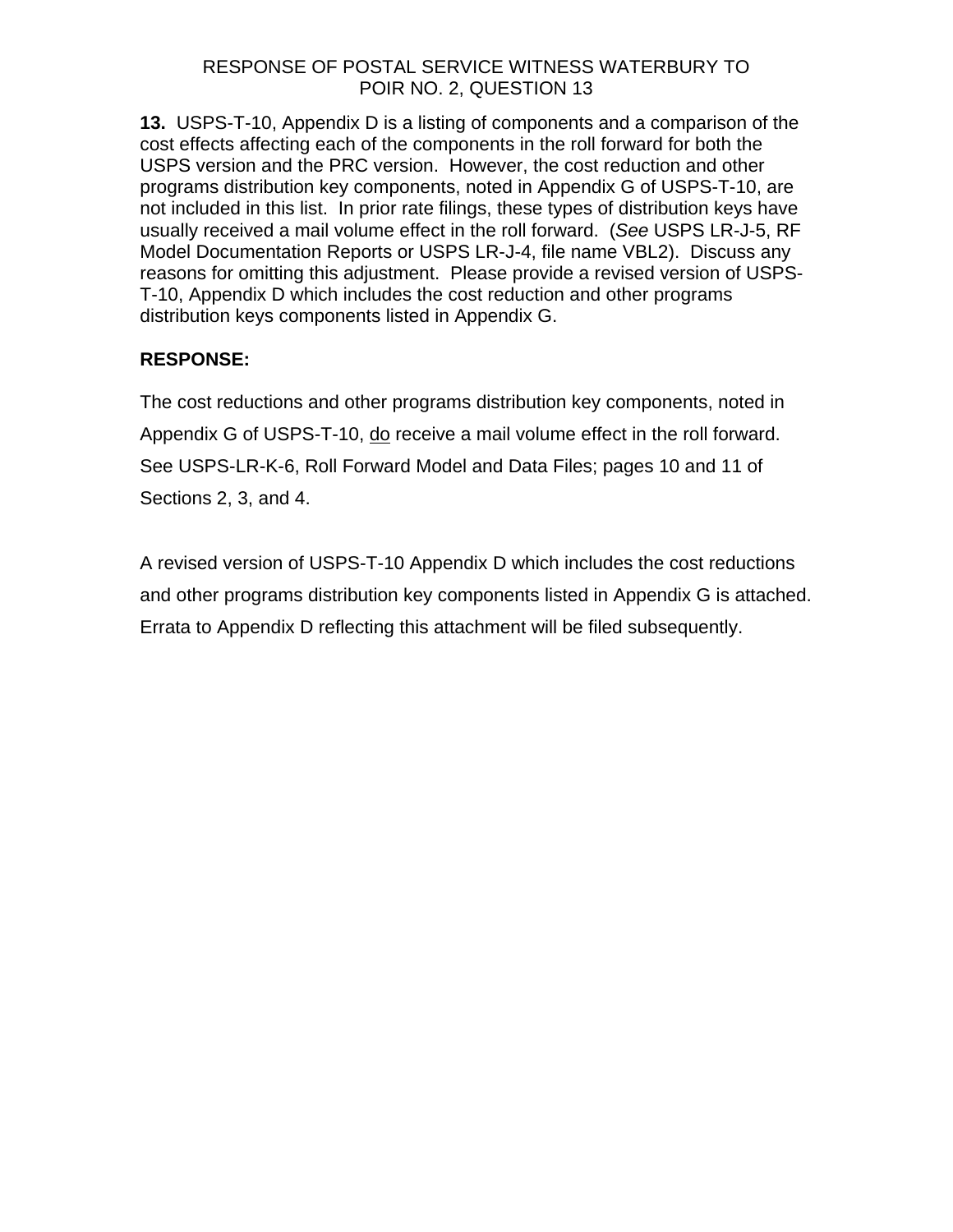RESPONSE OF POSTAL SERVICE WITNESS WATERBURY TO POIR NO. 2, QUESTION 13

**13.** USPS-T-10, Appendix D is a listing of components and a comparison of the cost effects affecting each of the components in the roll forward for both the USPS version and the PRC version. However, the cost reduction and other programs distribution key components, noted in Appendix G of USPS-T-10, are not included in this list. In prior rate filings, these types of distribution keys have usually received a mail volume effect in the roll forward. (*See* USPS LR-J-5, RF Model Documentation Reports or USPS LR-J-4, file name VBL2). Discuss any reasons for omitting this adjustment. Please provide a revised version of USPS-T-10, Appendix D which includes the cost reduction and other programs distribution keys components listed in Appendix G.

**RESPONSE:**

The cost reductions and other programs distribution key components, noted in Appendix G of USPS-T-10, do receive a mail volume effect in the roll forward. See USPS-LR-K-6, Roll Forward Model and Data Files; pages 10 and 11 of Sections 2, 3, and 4.

A revised version of USPS-T-10 Appendix D which includes the cost reductions and other programs distribution key components listed in Appendix G is attached. Errata to Appendix D reflecting this attachment will be filed subsequently.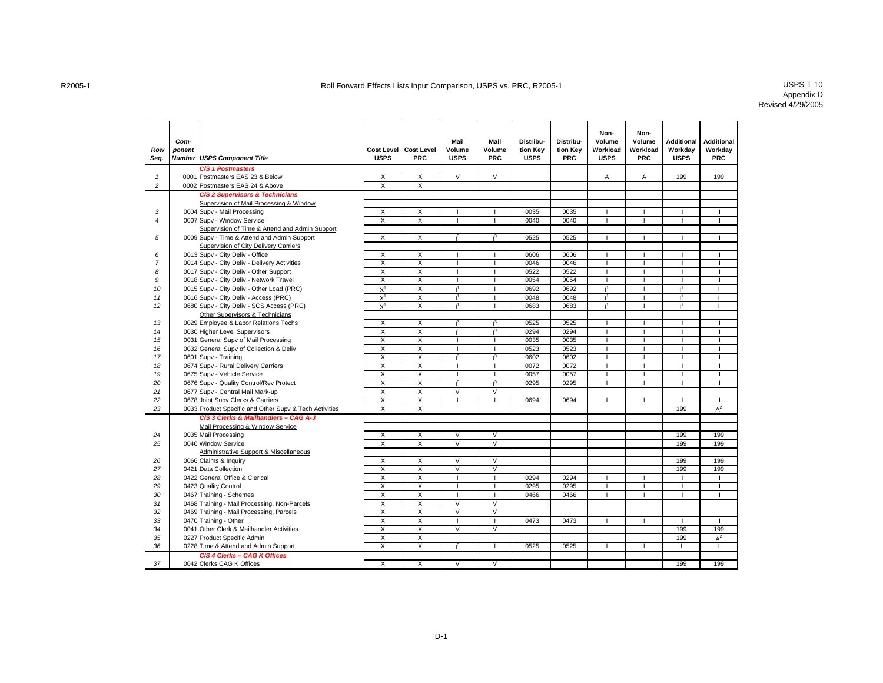R2005-1

# Roll Forward Effects Lists Input Comparison, USPS vs. PRC, R2005-1

USPS-T-10
Appendix D
Revised 4/29/2005

| Row Seq. | Com-ponent Number | USPS Component Title | Cost Level USPS | Cost Level PRC | Mail Volume USPS | Mail Volume PRC | Distribu-tion Key USPS | Distribu-tion Key PRC | Non-Volume Workload USPS | Non-Volume Workload PRC | Additional Workday USPS | Additional Workday PRC |
|---|---|---|---|---|---|---|---|---|---|---|---|---|
| | | ***C/S 1 Postmasters*** | | | | | | | | | | |
| 1 | 0001 | Postmasters EAS 23 & Below | X | X | V | V | | | A | A | 199 | 199 |
| 2 | 0002 | Postmasters EAS 24 & Above | X | X | | | | | | | | |
| | | ***C/S 2 Supervisors & Technicians*** | | | | | | | | | | |
| | | Supervision of Mail Processing & Window | | | | | | | | | | |
| 3 | 0004 | Supv - Mail Processing | X | X | I | I | 0035 | 0035 | I | I | I | I |
| 4 | 0007 | Supv - Window Service | X | X | I | I | 0040 | 0040 | I | I | I | I |
| | | Supervision of Time & Attend and Admin Support | | | | | | | | | | |
| 5 | 0009 | Supv - Time & Attend and Admin Support | X | X | $I^3$ | $I^3$ | 0525 | 0525 | I | I | I | I |
| | | Supervision of City Delivery Carriers | | | | | | | | | | |
| 6 | 0013 | Supv - City Deliv - Office | X | X | I | I | 0606 | 0606 | I | I | I | I |
| 7 | 0014 | Supv - City Deliv - Delivery Activities | X | X | I | I | 0046 | 0046 | I | I | I | I |
| 8 | 0017 | Supv - City Deliv - Other Support | X | X | I | I | 0522 | 0522 | I | I | I | I |
| 9 | 0018 | Supv - City Deliv - Network Travel | X | X | I | I | 0054 | 0054 | I | I | I | I |
| 10 | 0015 | Supv - City Deliv - Other Load (PRC) | $X^1$ | X | $I^1$ | I | 0692 | 0692 | $I^1$ | I | $I^1$ | I |
| 11 | 0016 | Supv - City Deliv - Access (PRC) | $X^1$ | X | $I^1$ | I | 0048 | 0048 | $I^1$ | I | $I^1$ | I |
| 12 | 0680 | Supv - City Deliv - SCS Access (PRC) | $X^1$ | X | $I^1$ | I | 0683 | 0683 | $I^1$ | I | $I^1$ | I |
| | | Other Supervisors & Technicians | | | | | | | | | | |
| 13 | 0029 | Employee & Labor Relations Techs | X | X | $I^3$ | $I^3$ | 0525 | 0525 | I | I | I | I |
| 14 | 0030 | Higher Level Supervisors | X | X | $I^3$ | $I^3$ | 0294 | 0294 | I | I | I | I |
| 15 | 0031 | General Supv of Mail Processing | X | X | I | I | 0035 | 0035 | I | I | I | I |
| 16 | 0032 | General Supv of Collection & Deliv | X | X | I | I | 0523 | 0523 | I | I | I | I |
| 17 | 0601 | Supv - Training | X | X | $I^3$ | $I^3$ | 0602 | 0602 | I | I | I | I |
| 18 | 0674 | Supv - Rural Delivery Carriers | X | X | I | I | 0072 | 0072 | I | I | I | I |
| 19 | 0675 | Supv - Vehicle Service | X | X | I | I | 0057 | 0057 | I | I | I | I |
| 20 | 0676 | Supv - Quality Control/Rev Protect | X | X | $I^3$ | $I^3$ | 0295 | 0295 | I | I | I | I |
| 21 | 0677 | Supv - Central Mail Mark-up | X | X | V | V | | | | | | |
| 22 | 0678 | Joint Supv Clerks & Carriers | X | X | I | I | 0694 | 0694 | I | I | I | I |
| 23 | 0033 | Product Specific and Other Supv & Tech Activities | X | X | | | | | | | 199 | $A^2$ |
| | | ***C/S 3 Clerks & Mailhandlers – CAG A-J*** | | | | | | | | | | |
| | | Mail Processing & Window Service | | | | | | | | | | |
| 24 | 0035 | Mail Processing | X | X | V | V | | | | | 199 | 199 |
| 25 | 0040 | Window Service | X | X | V | V | | | | | 199 | 199 |
| | | Administrative Support & Miscellaneous | | | | | | | | | | |
| 26 | 0066 | Claims & Inquiry | X | X | V | V | | | | | 199 | 199 |
| 27 | 0421 | Data Collection | X | X | V | V | | | | | 199 | 199 |
| 28 | 0422 | General Office & Clerical | X | X | I | I | 0294 | 0294 | I | I | I | I |
| 29 | 0423 | Quality Control | X | X | I | I | 0295 | 0295 | I | I | I | I |
| 30 | 0467 | Training - Schemes | X | X | I | I | 0466 | 0466 | I | I | I | I |
| 31 | 0468 | Training - Mail Processing, Non-Parcels | X | X | V | V | | | | | | |
| 32 | 0469 | Training - Mail Processing, Parcels | X | X | V | V | | | | | | |
| 33 | 0470 | Training - Other | X | X | I | I | 0473 | 0473 | I | I | I | I |
| 34 | 0041 | Other Clerk & Mailhandler Activities | X | X | V | V | | | | | 199 | 199 |
| 35 | 0227 | Product Specific Admin | X | X | | | | | | | 199 | $A^2$ |
| 36 | 0228 | Time & Attend and Admin Support | X | X | $I^3$ | I | 0525 | 0525 | I | I | I | I |
| | | ***C/S 4 Clerks – CAG K Offices*** | | | | | | | | | | |
| 37 | 0042 | Clerks CAG K Offices | X | X | V | V | | | | | 199 | 199 |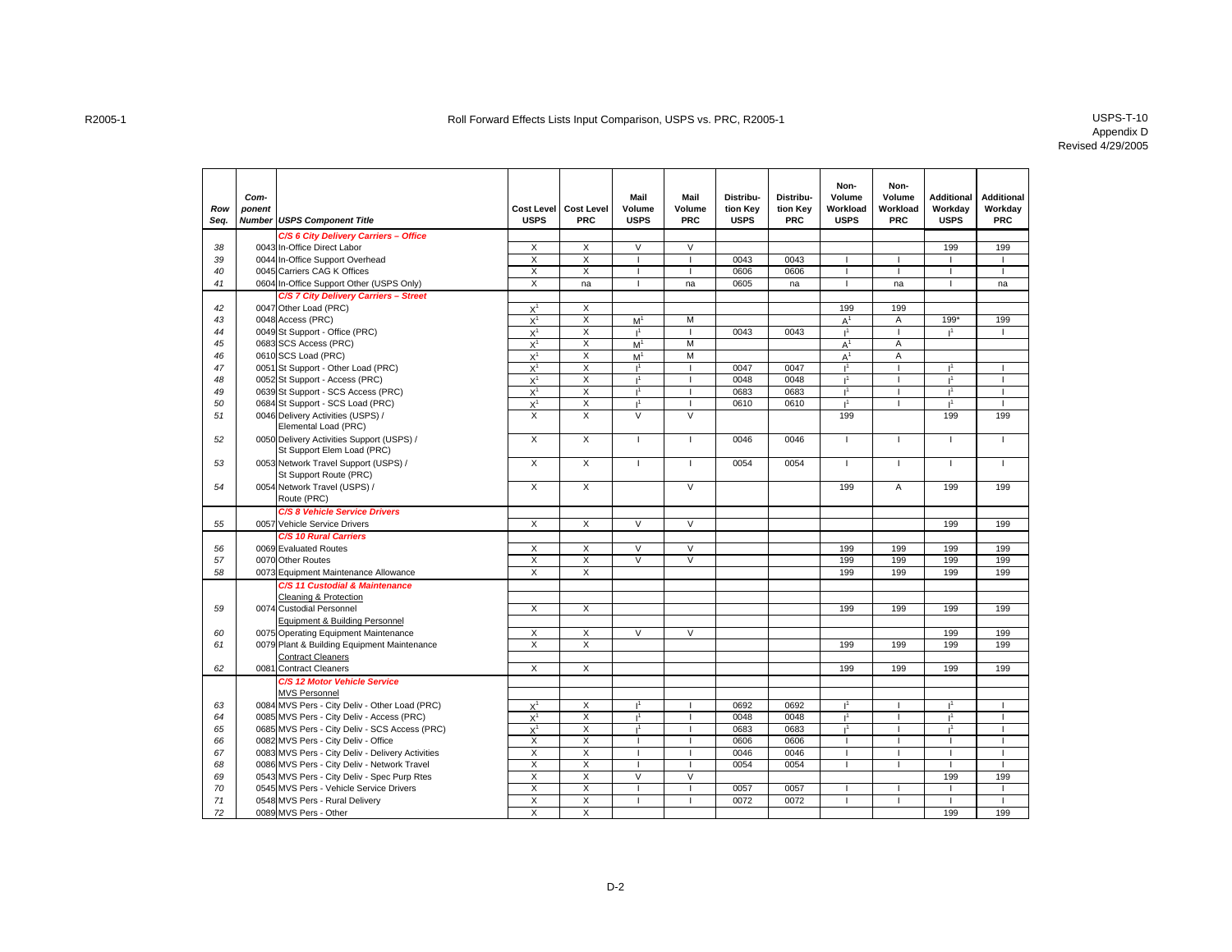# Roll Forward Effects Lists Input Comparison, USPS vs. PRC, R2005-1

USPS-T-10
Appendix D
Revised 4/29/2005

| Row Seq. | Component Number | USPS Component Title | Cost Level USPS | Cost Level PRC | Mail Volume USPS | Mail Volume PRC | Distribution Key USPS | Distribution Key PRC | Non-Volume Workload USPS | Non-Volume Workload PRC | Additional Workday USPS | Additional Workday PRC |
|---|---|---|---|---|---|---|---|---|---|---|---|---|
| | | ***C/S 6 City Delivery Carriers – Office*** | | | | | | | | | | |
| 38 | 0043 | In-Office Direct Labor | X | X | V | V | | | | | 199 | 199 |
| 39 | 0044 | In-Office Support Overhead | X | X | I | I | 0043 | 0043 | I | I | I | I |
| 40 | 0045 | Carriers CAG K Offices | X | X | I | I | 0606 | 0606 | I | I | I | I |
| 41 | 0604 | In-Office Support Other (USPS Only) | X | na | I | na | 0605 | na | I | na | I | na |
| | | ***C/S 7 City Delivery Carriers – Street*** | | | | | | | | | | |
| 42 | 0047 | Other Load (PRC) | X[1] | X | | | | | 199 | 199 | | |
| 43 | 0048 | Access (PRC) | X[1] | X | M[1] | M | | | A[1] | A | 199* | 199 |
| 44 | 0049 | St Support - Office (PRC) | X[1] | X | I[1] | I | 0043 | 0043 | I[1] | I | I[1] | I |
| 45 | 0683 | SCS Access (PRC) | X[1] | X | M[1] | M | | | A[1] | A | | |
| 46 | 0610 | SCS Load (PRC) | X[1] | X | M[1] | M | | | A[1] | A | | |
| 47 | 0051 | St Support - Other Load (PRC) | X[1] | X | I[1] | I | 0047 | 0047 | I[1] | I | I[1] | I |
| 48 | 0052 | St Support - Access (PRC) | X[1] | X | I[1] | I | 0048 | 0048 | I[1] | I | I[1] | I |
| 49 | 0639 | St Support - SCS Access (PRC) | X[1] | X | I[1] | I | 0683 | 0683 | I[1] | I | I[1] | I |
| 50 | 0684 | St Support - SCS Load (PRC) | X[1] | X | I[1] | I | 0610 | 0610 | I[1] | I | I[1] | I |
| 51 | 0046 | Delivery Activities (USPS) / Elemental Load (PRC) | X | X | V | V | | | 199 | | 199 | 199 |
| 52 | 0050 | Delivery Activities Support (USPS) / St Support Elem Load (PRC) | X | X | I | I | 0046 | 0046 | I | I | I | I |
| 53 | 0053 | Network Travel Support (USPS) / St Support Route (PRC) | X | X | I | I | 0054 | 0054 | I | I | I | I |
| 54 | 0054 | Network Travel (USPS) / Route (PRC) | X | X | | V | | | 199 | A | 199 | 199 |
| | | ***C/S 8 Vehicle Service Drivers*** | | | | | | | | | | |
| 55 | 0057 | Vehicle Service Drivers | X | X | V | V | | | | | 199 | 199 |
| | | ***C/S 10 Rural Carriers*** | | | | | | | | | | |
| 56 | 0069 | Evaluated Routes | X | X | V | V | | | 199 | 199 | 199 | 199 |
| 57 | 0070 | Other Routes | X | X | V | V | | | 199 | 199 | 199 | 199 |
| 58 | 0073 | Equipment Maintenance Allowance | X | X | | | | | 199 | 199 | 199 | 199 |
| | | ***C/S 11 Custodial & Maintenance*** | | | | | | | | | | |
| | | Cleaning & Protection | | | | | | | | | | |
| 59 | 0074 | Custodial Personnel | X | X | | | | | 199 | 199 | 199 | 199 |
| | | Equipment & Building Personnel | | | | | | | | | | |
| 60 | 0075 | Operating Equipment Maintenance | X | X | V | V | | | | | 199 | 199 |
| 61 | 0079 | Plant & Building Equipment Maintenance | X | X | | | | | 199 | 199 | 199 | 199 |
| | | Contract Cleaners | | | | | | | | | | |
| 62 | 0081 | Contract Cleaners | X | X | | | | | 199 | 199 | 199 | 199 |
| | | ***C/S 12 Motor Vehicle Service*** | | | | | | | | | | |
| | | MVS Personnel | | | | | | | | | | |
| 63 | 0084 | MVS Pers - City Deliv - Other Load (PRC) | X[1] | X | I[1] | I | 0692 | 0692 | I[1] | I | I[1] | I |
| 64 | 0085 | MVS Pers - City Deliv - Access (PRC) | X[1] | X | I[1] | I | 0048 | 0048 | I[1] | I | I[1] | I |
| 65 | 0685 | MVS Pers - City Deliv - SCS Access (PRC) | X[1] | X | I[1] | I | 0683 | 0683 | I[1] | I | I[1] | I |
| 66 | 0082 | MVS Pers - City Deliv - Office | X | X | I | I | 0606 | 0606 | I | I | I | I |
| 67 | 0083 | MVS Pers - City Deliv - Delivery Activities | X | X | I | I | 0046 | 0046 | I | I | I | I |
| 68 | 0086 | MVS Pers - City Deliv - Network Travel | X | X | I | I | 0054 | 0054 | I | I | I | I |
| 69 | 0543 | MVS Pers - City Deliv - Spec Purp Rtes | X | X | V | V | | | | | 199 | 199 |
| 70 | 0545 | MVS Pers - Vehicle Service Drivers | X | X | I | I | 0057 | 0057 | I | I | I | I |
| 71 | 0548 | MVS Pers - Rural Delivery | X | X | I | I | 0072 | 0072 | I | I | I | I |
| 72 | 0089 | MVS Pers - Other | X | X | | | | | | | 199 | 199 |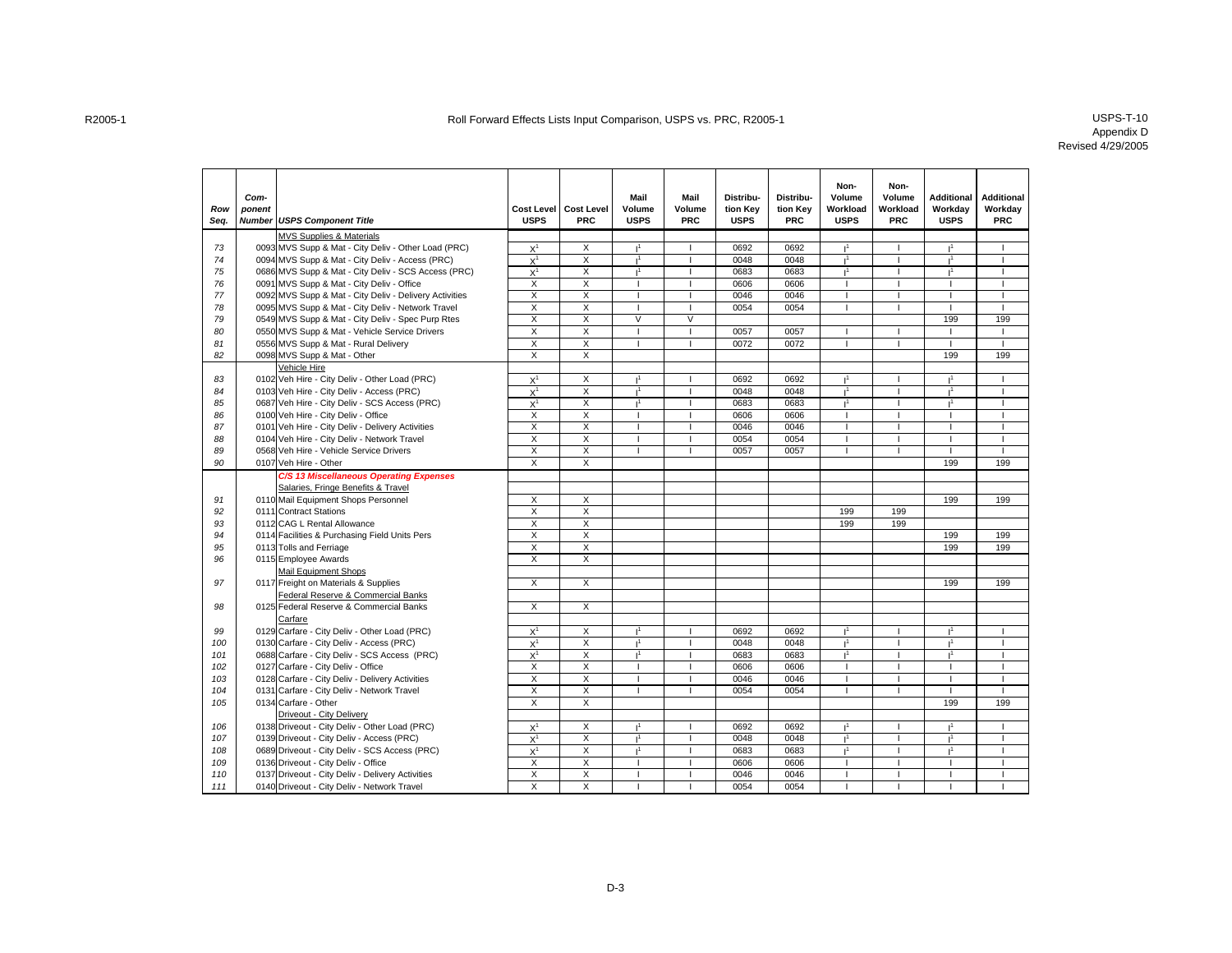# Roll Forward Effects Lists Input Comparison, USPS vs. PRC, R2005-1

USPS-T-10
Appendix D
Revised 4/29/2005

| Row Seq. | Component Number | USPS Component Title | Cost Level USPS | Cost Level PRC | Mail Volume USPS | Mail Volume PRC | Distribution Key USPS | Distribution Key PRC | Non-Volume Workload USPS | Non-Volume Workload PRC | Additional Workday USPS | Additional Workday PRC |
|---|---|---|---|---|---|---|---|---|---|---|---|---|
| | | MVS Supplies & Materials | | | | | | | | | | |
| 73 | 0093 | MVS Supp & Mat - City Deliv - Other Load (PRC) | X[1] | X | I[1] | I | 0692 | 0692 | I[1] | I | I[1] | I |
| 74 | 0094 | MVS Supp & Mat - City Deliv - Access (PRC) | X[1] | X | I[1] | I | 0048 | 0048 | I[1] | I | I[1] | I |
| 75 | 0686 | MVS Supp & Mat - City Deliv - SCS Access (PRC) | X[1] | X | I[1] | I | 0683 | 0683 | I[1] | I | I[1] | I |
| 76 | 0091 | MVS Supp & Mat - City Deliv - Office | X | X | I | I | 0606 | 0606 | I | I | I | I |
| 77 | 0092 | MVS Supp & Mat - City Deliv - Delivery Activities | X | X | I | I | 0046 | 0046 | I | I | I | I |
| 78 | 0095 | MVS Supp & Mat - City Deliv - Network Travel | X | X | I | I | 0054 | 0054 | I | I | I | I |
| 79 | 0549 | MVS Supp & Mat - City Deliv - Spec Purp Rtes | X | X | V | V | | | | | 199 | 199 |
| 80 | 0550 | MVS Supp & Mat - Vehicle Service Drivers | X | X | I | I | 0057 | 0057 | I | I | I | I |
| 81 | 0556 | MVS Supp & Mat - Rural Delivery | X | X | I | I | 0072 | 0072 | I | I | I | I |
| 82 | 0098 | MVS Supp & Mat - Other | X | X | | | | | | | 199 | 199 |
| | | Vehicle Hire | | | | | | | | | | |
| 83 | 0102 | Veh Hire - City Deliv - Other Load (PRC) | X[1] | X | I[1] | I | 0692 | 0692 | I[1] | I | I[1] | I |
| 84 | 0103 | Veh Hire - City Deliv - Access (PRC) | X[1] | X | I[1] | I | 0048 | 0048 | I[1] | I | I[1] | I |
| 85 | 0687 | Veh Hire - City Deliv - SCS Access (PRC) | X[1] | X | I[1] | I | 0683 | 0683 | I[1] | I | I[1] | I |
| 86 | 0100 | Veh Hire - City Deliv - Office | X | X | I | I | 0606 | 0606 | I | I | I | I |
| 87 | 0101 | Veh Hire - City Deliv - Delivery Activities | X | X | I | I | 0046 | 0046 | I | I | I | I |
| 88 | 0104 | Veh Hire - City Deliv - Network Travel | X | X | I | I | 0054 | 0054 | I | I | I | I |
| 89 | 0568 | Veh Hire - Vehicle Service Drivers | X | X | I | I | 0057 | 0057 | I | I | I | I |
| 90 | 0107 | Veh Hire - Other | X | X | | | | | | | 199 | 199 |
| | | ***C/S 13 Miscellaneous Operating Expenses*** | | | | | | | | | | |
| | | Salaries, Fringe Benefits & Travel | | | | | | | | | | |
| 91 | 0110 | Mail Equipment Shops Personnel | X | X | | | | | | | 199 | 199 |
| 92 | 0111 | Contract Stations | X | X | | | | | 199 | 199 | | |
| 93 | 0112 | CAG L Rental Allowance | X | X | | | | | 199 | 199 | | |
| 94 | 0114 | Facilities & Purchasing Field Units Pers | X | X | | | | | | | 199 | 199 |
| 95 | 0113 | Tolls and Ferriage | X | X | | | | | | | 199 | 199 |
| 96 | 0115 | Employee Awards | X | X | | | | | | | | |
| | | Mail Equipment Shops | | | | | | | | | | |
| 97 | 0117 | Freight on Materials & Supplies | X | X | | | | | | | 199 | 199 |
| | | Federal Reserve & Commercial Banks | | | | | | | | | | |
| 98 | 0125 | Federal Reserve & Commercial Banks | X | X | | | | | | | | |
| | | Carfare | | | | | | | | | | |
| 99 | 0129 | Carfare - City Deliv - Other Load (PRC) | X[1] | X | I[1] | I | 0692 | 0692 | I[1] | I | I[1] | I |
| 100 | 0130 | Carfare - City Deliv - Access (PRC) | X[1] | X | I[1] | I | 0048 | 0048 | I[1] | I | I[1] | I |
| 101 | 0688 | Carfare - City Deliv - SCS Access (PRC) | X[1] | X | I[1] | I | 0683 | 0683 | I[1] | I | I[1] | I |
| 102 | 0127 | Carfare - City Deliv - Office | X | X | I | I | 0606 | 0606 | I | I | I | I |
| 103 | 0128 | Carfare - City Deliv - Delivery Activities | X | X | I | I | 0046 | 0046 | I | I | I | I |
| 104 | 0131 | Carfare - City Deliv - Network Travel | X | X | I | I | 0054 | 0054 | I | I | I | I |
| 105 | 0134 | Carfare - Other | X | X | | | | | | | 199 | 199 |
| | | Driveout - City Delivery | | | | | | | | | | |
| 106 | 0138 | Driveout - City Deliv - Other Load (PRC) | X[1] | X | I[1] | I | 0692 | 0692 | I[1] | I | I[1] | I |
| 107 | 0139 | Driveout - City Deliv - Access (PRC) | X[1] | X | I[1] | I | 0048 | 0048 | I[1] | I | I[1] | I |
| 108 | 0689 | Driveout - City Deliv - SCS Access (PRC) | X[1] | X | I[1] | I | 0683 | 0683 | I[1] | I | I[1] | I |
| 109 | 0136 | Driveout - City Deliv - Office | X | X | I | I | 0606 | 0606 | I | I | I | I |
| 110 | 0137 | Driveout - City Deliv - Delivery Activities | X | X | I | I | 0046 | 0046 | I | I | I | I |
| 111 | 0140 | Driveout - City Deliv - Network Travel | X | X | I | I | 0054 | 0054 | I | I | I | I |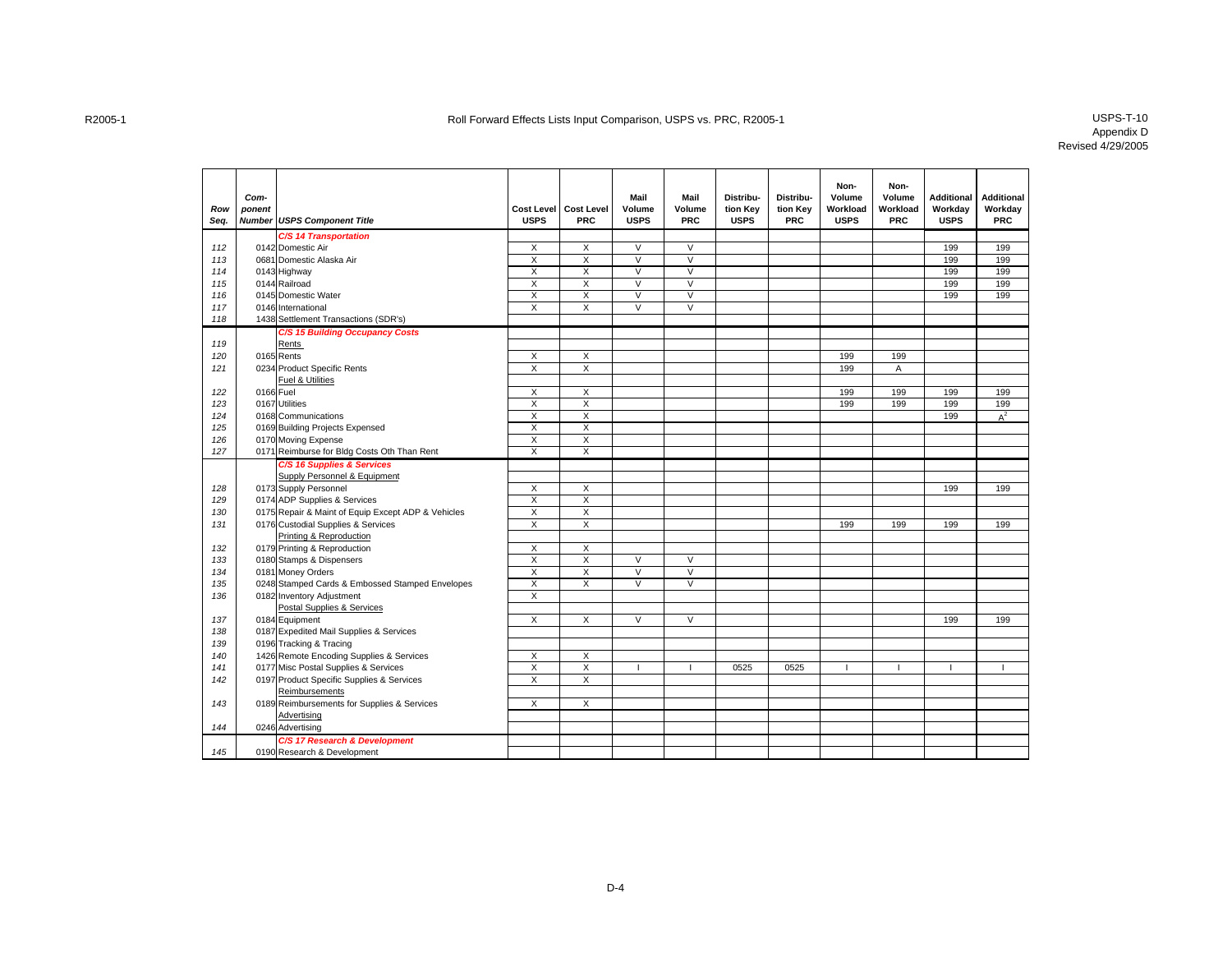R2005-1

# Roll Forward Effects Lists Input Comparison, USPS vs. PRC, R2005-1

USPS-T-10
Appendix D
Revised 4/29/2005

| Row Seq. | Component Number | USPS Component Title | Cost Level USPS | Cost Level PRC | Mail Volume USPS | Mail Volume PRC | Distribution Key USPS | Distribution Key PRC | Non-Volume Workload USPS | Non-Volume Workload PRC | Additional Workday USPS | Additional Workday PRC |
|---|---|---|---|---|---|---|---|---|---|---|---|---|
| | | ***C/S 14 Transportation*** | | | | | | | | | | |
| 112 | 0142 | Domestic Air | X | X | V | V | | | | | 199 | 199 |
| 113 | 0681 | Domestic Alaska Air | X | X | V | V | | | | | 199 | 199 |
| 114 | 0143 | Highway | X | X | V | V | | | | | 199 | 199 |
| 115 | 0144 | Railroad | X | X | V | V | | | | | 199 | 199 |
| 116 | 0145 | Domestic Water | X | X | V | V | | | | | 199 | 199 |
| 117 | 0146 | International | X | X | V | V | | | | | | |
| 118 | 1438 | Settlement Transactions (SDR's) | | | | | | | | | | |
| | | ***C/S 15 Building Occupancy Costs*** | | | | | | | | | | |
| 119 | | Rents | | | | | | | | | | |
| 120 | 0165 | Rents | X | X | | | | | 199 | 199 | | |
| 121 | 0234 | Product Specific Rents | X | X | | | | | 199 | A | | |
| | | Fuel & Utilities | | | | | | | | | | |
| 122 | 0166 | Fuel | X | X | | | | | 199 | 199 | 199 | 199 |
| 123 | 0167 | Utilities | X | X | | | | | 199 | 199 | 199 | 199 |
| 124 | 0168 | Communications | X | X | | | | | | | 199 | $A^2$ |
| 125 | 0169 | Building Projects Expensed | X | X | | | | | | | | |
| 126 | 0170 | Moving Expense | X | X | | | | | | | | |
| 127 | 0171 | Reimburse for Bldg Costs Oth Than Rent | X | X | | | | | | | | |
| | | ***C/S 16 Supplies & Services*** | | | | | | | | | | |
| | | Supply Personnel & Equipment | | | | | | | | | | |
| 128 | 0173 | Supply Personnel | X | X | | | | | | | 199 | 199 |
| 129 | 0174 | ADP Supplies & Services | X | X | | | | | | | | |
| 130 | 0175 | Repair & Maint of Equip Except ADP & Vehicles | X | X | | | | | | | | |
| 131 | 0176 | Custodial Supplies & Services | X | X | | | | | 199 | 199 | 199 | 199 |
| | | Printing & Reproduction | | | | | | | | | | |
| 132 | 0179 | Printing & Reproduction | X | X | | | | | | | | |
| 133 | 0180 | Stamps & Dispensers | X | X | V | V | | | | | | |
| 134 | 0181 | Money Orders | X | X | V | V | | | | | | |
| 135 | 0248 | Stamped Cards & Embossed Stamped Envelopes | X | X | V | V | | | | | | |
| 136 | 0182 | Inventory Adjustment | X | | | | | | | | | |
| | | Postal Supplies & Services | | | | | | | | | | |
| 137 | 0184 | Equipment | X | X | V | V | | | | | 199 | 199 |
| 138 | 0187 | Expedited Mail Supplies & Services | | | | | | | | | | |
| 139 | 0196 | Tracking & Tracing | | | | | | | | | | |
| 140 | 1426 | Remote Encoding Supplies & Services | X | X | | | | | | | | |
| 141 | 0177 | Misc Postal Supplies & Services | X | X | I | I | 0525 | 0525 | I | I | I | I |
| 142 | 0197 | Product Specific Supplies & Services | X | X | | | | | | | | |
| | | Reimbursements | | | | | | | | | | |
| 143 | 0189 | Reimbursements for Supplies & Services | X | X | | | | | | | | |
| | | Advertising | | | | | | | | | | |
| 144 | 0246 | Advertising | | | | | | | | | | |
| | | ***C/S 17 Research & Development*** | | | | | | | | | | |
| 145 | 0190 | Research & Development | | | | | | | | | | |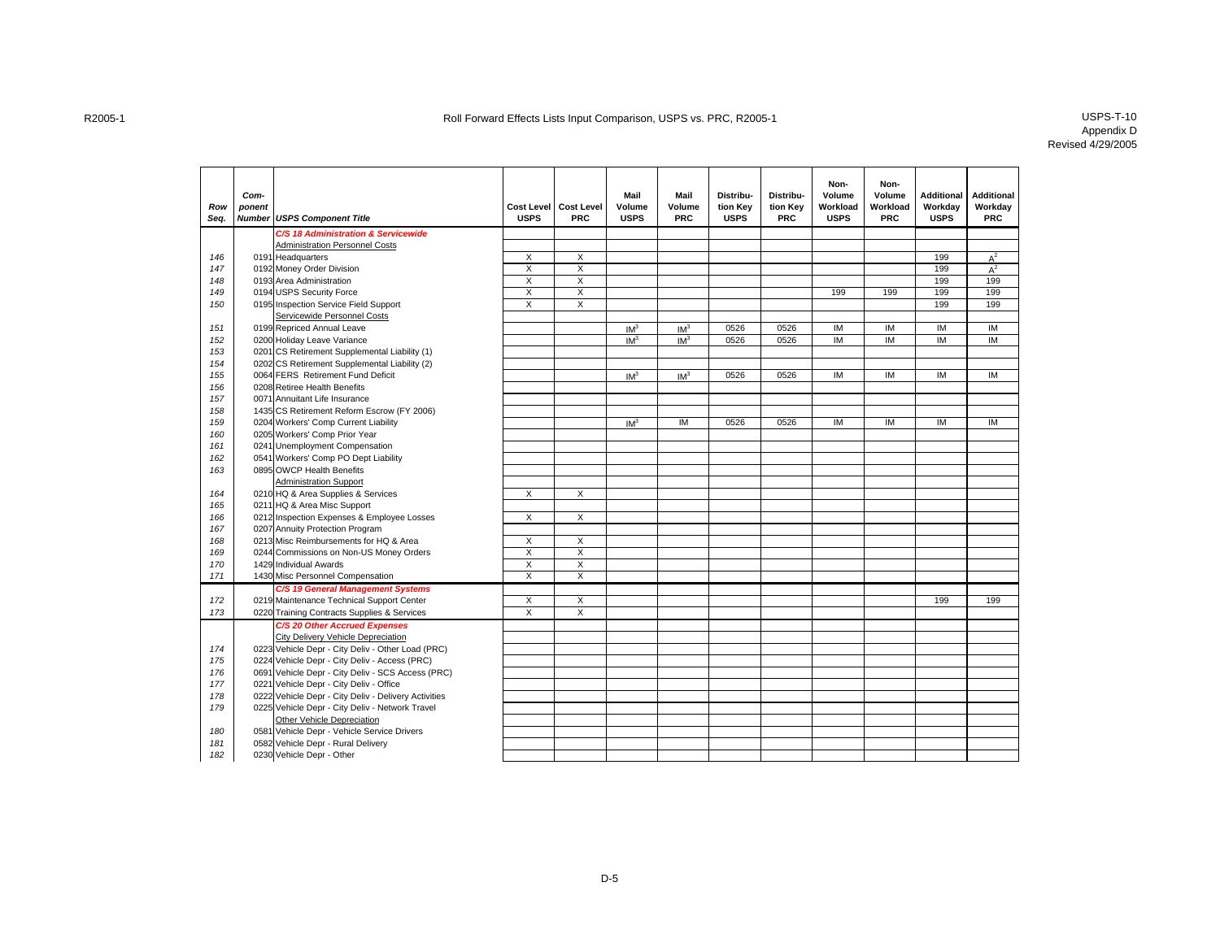# Roll Forward Effects Lists Input Comparison, USPS vs. PRC, R2005-1

USPS-T-10
Appendix D
Revised 4/29/2005

| Row Seq. | Com-ponent Number | USPS Component Title | Cost Level USPS | Cost Level PRC | Mail Volume USPS | Mail Volume PRC | Distribu-tion Key USPS | Distribu-tion Key PRC | Non-Volume Workload USPS | Non-Volume Workload PRC | Additional Workday USPS | Additional Workday PRC |
|---|---|---|---|---|---|---|---|---|---|---|---|---|
| | | ***C/S 18 Administration & Servicewide*** | | | | | | | | | | |
| | | Administration Personnel Costs | | | | | | | | | | |
| 146 | 0191 | Headquarters | X | X | | | | | | | 199 | A[2] |
| 147 | 0192 | Money Order Division | X | X | | | | | | | 199 | A[2] |
| 148 | 0193 | Area Administration | X | X | | | | | | | 199 | 199 |
| 149 | 0194 | USPS Security Force | X | X | | | | | 199 | 199 | 199 | 199 |
| 150 | 0195 | Inspection Service Field Support | X | X | | | | | | | 199 | 199 |
| | | Servicewide Personnel Costs | | | | | | | | | | |
| 151 | 0199 | Repriced Annual Leave | | | IM[3] | IM[3] | 0526 | 0526 | IM | IM | IM | IM |
| 152 | 0200 | Holiday Leave Variance | | | IM[3] | IM[3] | 0526 | 0526 | IM | IM | IM | IM |
| 153 | 0201 | CS Retirement Supplemental Liability (1) | | | | | | | | | | |
| 154 | 0202 | CS Retirement Supplemental Liability (2) | | | | | | | | | | |
| 155 | 0064 | FERS Retirement Fund Deficit | | | IM[3] | IM[3] | 0526 | 0526 | IM | IM | IM | IM |
| 156 | 0208 | Retiree Health Benefits | | | | | | | | | | |
| 157 | 0071 | Annuitant Life Insurance | | | | | | | | | | |
| 158 | 1435 | CS Retirement Reform Escrow (FY 2006) | | | | | | | | | | |
| 159 | 0204 | Workers' Comp Current Liability | | | IM[3] | IM | 0526 | 0526 | IM | IM | IM | IM |
| 160 | 0205 | Workers' Comp Prior Year | | | | | | | | | | |
| 161 | 0241 | Unemployment Compensation | | | | | | | | | | |
| 162 | 0541 | Workers' Comp PO Dept Liability | | | | | | | | | | |
| 163 | 0895 | OWCP Health Benefits | | | | | | | | | | |
| | | Administration Support | | | | | | | | | | |
| 164 | 0210 | HQ & Area Supplies & Services | X | X | | | | | | | | |
| 165 | 0211 | HQ & Area Misc Support | | | | | | | | | | |
| 166 | 0212 | Inspection Expenses & Employee Losses | X | X | | | | | | | | |
| 167 | 0207 | Annuity Protection Program | | | | | | | | | | |
| 168 | 0213 | Misc Reimbursements for HQ & Area | X | X | | | | | | | | |
| 169 | 0244 | Commissions on Non-US Money Orders | X | X | | | | | | | | |
| 170 | 1429 | Individual Awards | X | X | | | | | | | | |
| 171 | 1430 | Misc Personnel Compensation | X | X | | | | | | | | |
| | | ***C/S 19 General Management Systems*** | | | | | | | | | | |
| 172 | 0219 | Maintenance Technical Support Center | X | X | | | | | | | 199 | 199 |
| 173 | 0220 | Training Contracts Supplies & Services | X | X | | | | | | | | |
| | | ***C/S 20 Other Accrued Expenses*** | | | | | | | | | | |
| | | City Delivery Vehicle Depreciation | | | | | | | | | | |
| 174 | 0223 | Vehicle Depr - City Deliv - Other Load (PRC) | | | | | | | | | | |
| 175 | 0224 | Vehicle Depr - City Deliv - Access (PRC) | | | | | | | | | | |
| 176 | 0691 | Vehicle Depr - City Deliv - SCS Access (PRC) | | | | | | | | | | |
| 177 | 0221 | Vehicle Depr - City Deliv - Office | | | | | | | | | | |
| 178 | 0222 | Vehicle Depr - City Deliv - Delivery Activities | | | | | | | | | | |
| 179 | 0225 | Vehicle Depr - City Deliv - Network Travel | | | | | | | | | | |
| | | Other Vehicle Depreciation | | | | | | | | | | |
| 180 | 0581 | Vehicle Depr - Vehicle Service Drivers | | | | | | | | | | |
| 181 | 0582 | Vehicle Depr - Rural Delivery | | | | | | | | | | |
| 182 | 0230 | Vehicle Depr - Other | | | | | | | | | | |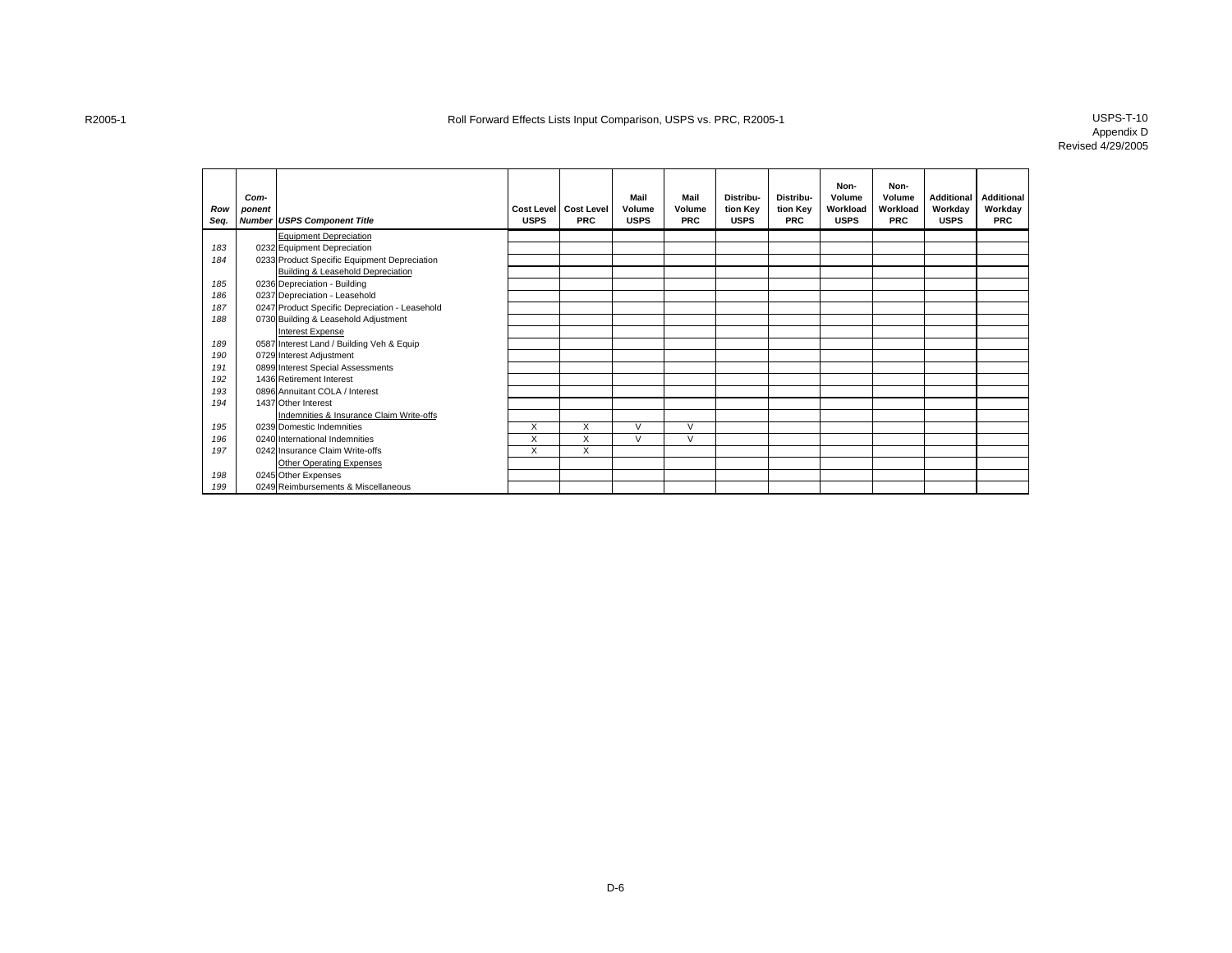Roll Forward Effects Lists Input Comparison, USPS vs. PRC, R2005-1

USPS-T-10
Appendix D
Revised 4/29/2005

| Row Seq. | Com-ponent Number | USPS Component Title | Cost Level USPS | Cost Level PRC | Mail Volume USPS | Mail Volume PRC | Distribu-tion Key USPS | Distribu-tion Key PRC | Non-Volume Workload USPS | Non-Volume Workload PRC | Additional Workday USPS | Additional Workday PRC |
|---|---|---|---|---|---|---|---|---|---|---|---|---|
| | | Equipment Depreciation | | | | | | | | | | |
| 183 | 0232 | Equipment Depreciation | | | | | | | | | | |
| 184 | 0233 | Product Specific Equipment Depreciation | | | | | | | | | | |
| | | Building & Leasehold Depreciation | | | | | | | | | | |
| 185 | 0236 | Depreciation - Building | | | | | | | | | | |
| 186 | 0237 | Depreciation - Leasehold | | | | | | | | | | |
| 187 | 0247 | Product Specific Depreciation - Leasehold | | | | | | | | | | |
| 188 | 0730 | Building & Leasehold Adjustment | | | | | | | | | | |
| | | Interest Expense | | | | | | | | | | |
| 189 | 0587 | Interest Land / Building Veh & Equip | | | | | | | | | | |
| 190 | 0729 | Interest Adjustment | | | | | | | | | | |
| 191 | 0899 | Interest Special Assessments | | | | | | | | | | |
| 192 | 1436 | Retirement Interest | | | | | | | | | | |
| 193 | 0896 | Annuitant COLA / Interest | | | | | | | | | | |
| 194 | 1437 | Other Interest | | | | | | | | | | |
| | | Indemnities & Insurance Claim Write-offs | | | | | | | | | | |
| 195 | 0239 | Domestic Indemnities | X | X | V | V | | | | | | |
| 196 | 0240 | International Indemnities | X | X | V | V | | | | | | |
| 197 | 0242 | Insurance Claim Write-offs | X | X | | | | | | | | |
| | | Other Operating Expenses | | | | | | | | | | |
| 198 | 0245 | Other Expenses | | | | | | | | | | |
| 199 | 0249 | Reimbursements & Miscellaneous | | | | | | | | | | |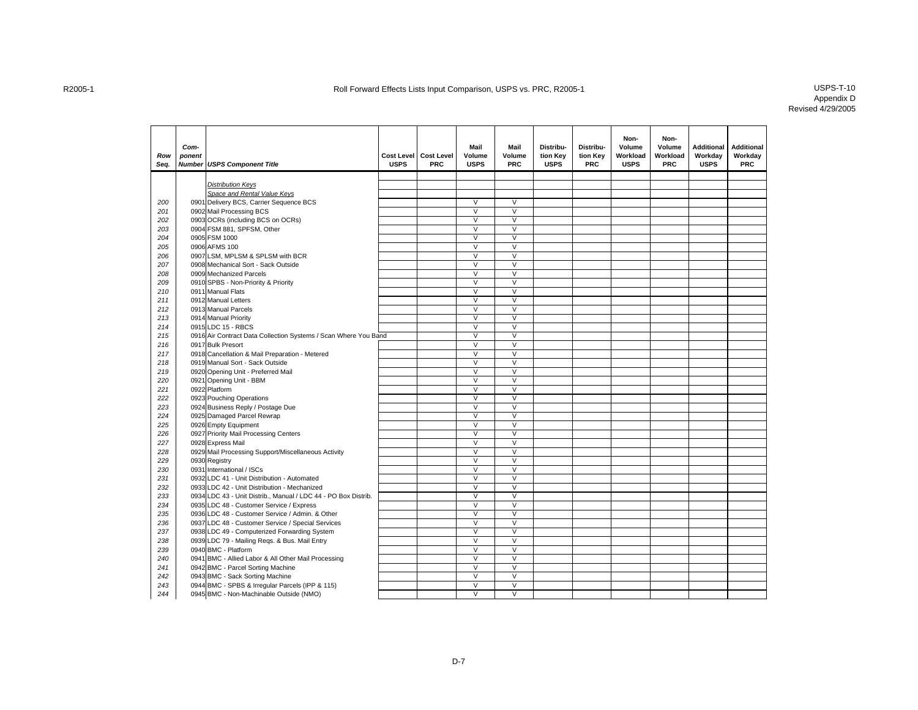# Roll Forward Effects Lists Input Comparison, USPS vs. PRC, R2005-1

USPS-T-10
Appendix D
Revised 4/29/2005

| Row Seq. | Component Number | USPS Component Title | Cost Level USPS | Cost Level PRC | Mail Volume USPS | Mail Volume PRC | Distribution Key USPS | Distribution Key PRC | Non-Volume Workload USPS | Non-Volume Workload PRC | Additional Workday USPS | Additional Workday PRC |
|---|---|---|---|---|---|---|---|---|---|---|---|---|
| | | *Distribution Keys* | | | | | | | | | | |
| | | *Space and Rental Value Keys* | | | | | | | | | | |
| 200 | 0901 | Delivery BCS, Carrier Sequence BCS | | | V | V | | | | | | |
| 201 | 0902 | Mail Processing BCS | | | V | V | | | | | | |
| 202 | 0903 | OCRs (including BCS on OCRs) | | | V | V | | | | | | |
| 203 | 0904 | FSM 881, SPFSM, Other | | | V | V | | | | | | |
| 204 | 0905 | FSM 1000 | | | V | V | | | | | | |
| 205 | 0906 | AFMS 100 | | | V | V | | | | | | |
| 206 | 0907 | LSM, MPLSM & SPLSM with BCR | | | V | V | | | | | | |
| 207 | 0908 | Mechanical Sort - Sack Outside | | | V | V | | | | | | |
| 208 | 0909 | Mechanized Parcels | | | V | V | | | | | | |
| 209 | 0910 | SPBS - Non-Priority & Priority | | | V | V | | | | | | |
| 210 | 0911 | Manual Flats | | | V | V | | | | | | |
| 211 | 0912 | Manual Letters | | | V | V | | | | | | |
| 212 | 0913 | Manual Parcels | | | V | V | | | | | | |
| 213 | 0914 | Manual Priority | | | V | V | | | | | | |
| 214 | 0915 | LDC 15 - RBCS | | | V | V | | | | | | |
| 215 | 0916 | Air Contract Data Collection Systems / Scan Where You Band | | | V | V | | | | | | |
| 216 | 0917 | Bulk Presort | | | V | V | | | | | | |
| 217 | 0918 | Cancellation & Mail Preparation - Metered | | | V | V | | | | | | |
| 218 | 0919 | Manual Sort - Sack Outside | | | V | V | | | | | | |
| 219 | 0920 | Opening Unit - Preferred Mail | | | V | V | | | | | | |
| 220 | 0921 | Opening Unit - BBM | | | V | V | | | | | | |
| 221 | 0922 | Platform | | | V | V | | | | | | |
| 222 | 0923 | Pouching Operations | | | V | V | | | | | | |
| 223 | 0924 | Business Reply / Postage Due | | | V | V | | | | | | |
| 224 | 0925 | Damaged Parcel Rewrap | | | V | V | | | | | | |
| 225 | 0926 | Empty Equipment | | | V | V | | | | | | |
| 226 | 0927 | Priority Mail Processing Centers | | | V | V | | | | | | |
| 227 | 0928 | Express Mail | | | V | V | | | | | | |
| 228 | 0929 | Mail Processing Support/Miscellaneous Activity | | | V | V | | | | | | |
| 229 | 0930 | Registry | | | V | V | | | | | | |
| 230 | 0931 | International / ISCs | | | V | V | | | | | | |
| 231 | 0932 | LDC 41 - Unit Distribution - Automated | | | V | V | | | | | | |
| 232 | 0933 | LDC 42 - Unit Distribution - Mechanized | | | V | V | | | | | | |
| 233 | 0934 | LDC 43 - Unit Distrib., Manual / LDC 44 - PO Box Distrib. | | | V | V | | | | | | |
| 234 | 0935 | LDC 48 - Customer Service / Express | | | V | V | | | | | | |
| 235 | 0936 | LDC 48 - Customer Service / Admin. & Other | | | V | V | | | | | | |
| 236 | 0937 | LDC 48 - Customer Service / Special Services | | | V | V | | | | | | |
| 237 | 0938 | LDC 49 - Computerized Forwarding System | | | V | V | | | | | | |
| 238 | 0939 | LDC 79 - Mailing Reqs. & Bus. Mail Entry | | | V | V | | | | | | |
| 239 | 0940 | BMC - Platform | | | V | V | | | | | | |
| 240 | 0941 | BMC - Allied Labor & All Other Mail Processing | | | V | V | | | | | | |
| 241 | 0942 | BMC - Parcel Sorting Machine | | | V | V | | | | | | |
| 242 | 0943 | BMC - Sack Sorting Machine | | | V | V | | | | | | |
| 243 | 0944 | BMC - SPBS & Irregular Parcels (IPP & 115) | | | V | V | | | | | | |
| 244 | 0945 | BMC - Non-Machinable Outside (NMO) | | | V | V | | | | | | |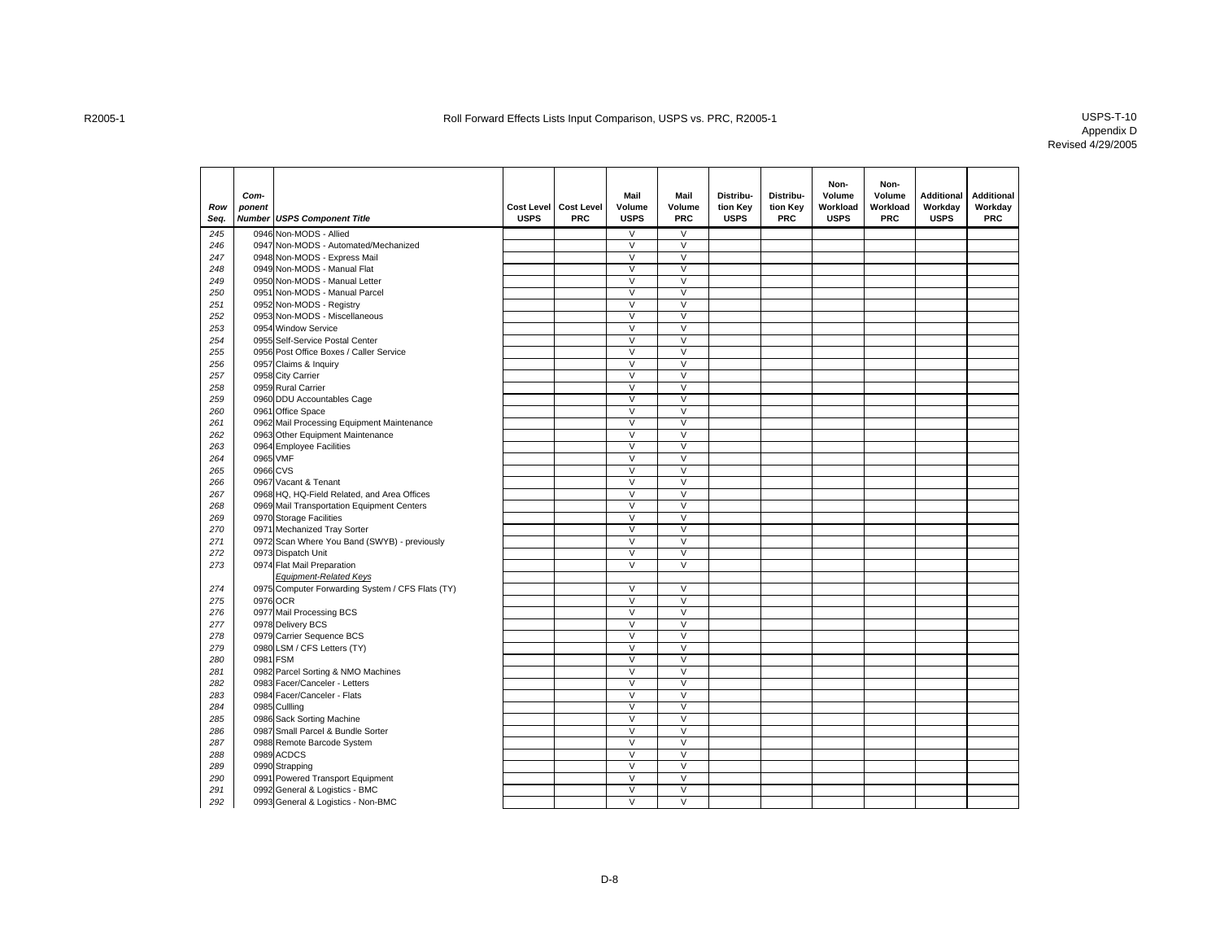# Roll Forward Effects Lists Input Comparison, USPS vs. PRC, R2005-1

| Row Seq. | Component Number | USPS Component Title | Cost Level USPS | Cost Level PRC | Mail Volume USPS | Mail Volume PRC | Distribution Key USPS | Distribution Key PRC | Non-Volume Workload USPS | Non-Volume Workload PRC | Additional Workday USPS | Additional Workday PRC |
|---|---|---|---|---|---|---|---|---|---|---|---|---|
| 245 | 0946 | Non-MODS - Allied | | | V | V | | | | | | |
| 246 | 0947 | Non-MODS - Automated/Mechanized | | | V | V | | | | | | |
| 247 | 0948 | Non-MODS - Express Mail | | | V | V | | | | | | |
| 248 | 0949 | Non-MODS - Manual Flat | | | V | V | | | | | | |
| 249 | 0950 | Non-MODS - Manual Letter | | | V | V | | | | | | |
| 250 | 0951 | Non-MODS - Manual Parcel | | | V | V | | | | | | |
| 251 | 0952 | Non-MODS - Registry | | | V | V | | | | | | |
| 252 | 0953 | Non-MODS - Miscellaneous | | | V | V | | | | | | |
| 253 | 0954 | Window Service | | | V | V | | | | | | |
| 254 | 0955 | Self-Service Postal Center | | | V | V | | | | | | |
| 255 | 0956 | Post Office Boxes / Caller Service | | | V | V | | | | | | |
| 256 | 0957 | Claims & Inquiry | | | V | V | | | | | | |
| 257 | 0958 | City Carrier | | | V | V | | | | | | |
| 258 | 0959 | Rural Carrier | | | V | V | | | | | | |
| 259 | 0960 | DDU Accountables Cage | | | V | V | | | | | | |
| 260 | 0961 | Office Space | | | V | V | | | | | | |
| 261 | 0962 | Mail Processing Equipment Maintenance | | | V | V | | | | | | |
| 262 | 0963 | Other Equipment Maintenance | | | V | V | | | | | | |
| 263 | 0964 | Employee Facilities | | | V | V | | | | | | |
| 264 | 0965 | VMF | | | V | V | | | | | | |
| 265 | 0966 | CVS | | | V | V | | | | | | |
| 266 | 0967 | Vacant & Tenant | | | V | V | | | | | | |
| 267 | 0968 | HQ, HQ-Field Related, and Area Offices | | | V | V | | | | | | |
| 268 | 0969 | Mail Transportation Equipment Centers | | | V | V | | | | | | |
| 269 | 0970 | Storage Facilities | | | V | V | | | | | | |
| 270 | 0971 | Mechanized Tray Sorter | | | V | V | | | | | | |
| 271 | 0972 | Scan Where You Band (SWYB) - previously | | | V | V | | | | | | |
| 272 | 0973 | Dispatch Unit | | | V | V | | | | | | |
| 273 | 0974 | Flat Mail Preparation | | | V | V | | | | | | |
| | | *Equipment-Related Keys* | | | | | | | | | | |
| 274 | 0975 | Computer Forwarding System / CFS Flats (TY) | | | V | V | | | | | | |
| 275 | 0976 | OCR | | | V | V | | | | | | |
| 276 | 0977 | Mail Processing BCS | | | V | V | | | | | | |
| 277 | 0978 | Delivery BCS | | | V | V | | | | | | |
| 278 | 0979 | Carrier Sequence BCS | | | V | V | | | | | | |
| 279 | 0980 | LSM / CFS Letters (TY) | | | V | V | | | | | | |
| 280 | 0981 | FSM | | | V | V | | | | | | |
| 281 | 0982 | Parcel Sorting & NMO Machines | | | V | V | | | | | | |
| 282 | 0983 | Facer/Canceler - Letters | | | V | V | | | | | | |
| 283 | 0984 | Facer/Canceler - Flats | | | V | V | | | | | | |
| 284 | 0985 | Cullling | | | V | V | | | | | | |
| 285 | 0986 | Sack Sorting Machine | | | V | V | | | | | | |
| 286 | 0987 | Small Parcel & Bundle Sorter | | | V | V | | | | | | |
| 287 | 0988 | Remote Barcode System | | | V | V | | | | | | |
| 288 | 0989 | ACDCS | | | V | V | | | | | | |
| 289 | 0990 | Strapping | | | V | V | | | | | | |
| 290 | 0991 | Powered Transport Equipment | | | V | V | | | | | | |
| 291 | 0992 | General & Logistics - BMC | | | V | V | | | | | | |
| 292 | 0993 | General & Logistics - Non-BMC | | | V | V | | | | | | |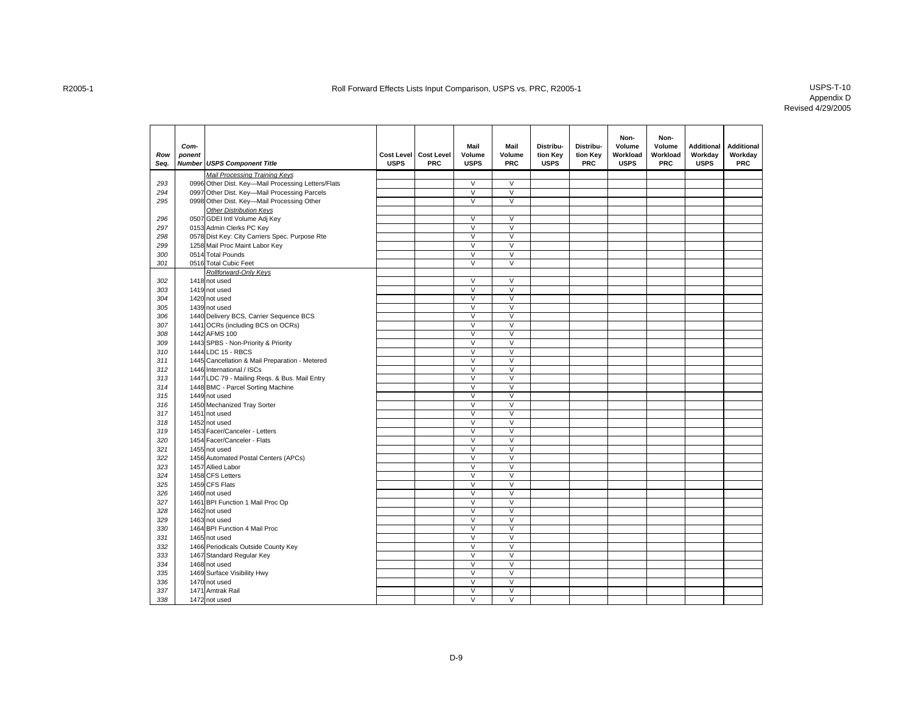# Roll Forward Effects Lists Input Comparison, USPS vs. PRC, R2005-1

USPS-T-10
Appendix D
Revised 4/29/2005

| Row Seq. | Com-ponent Number | USPS Component Title | Cost Level USPS | Cost Level PRC | Mail Volume USPS | Mail Volume PRC | Distribu-tion Key USPS | Distribu-tion Key PRC | Non-Volume Workload USPS | Non-Volume Workload PRC | Additional Workday USPS | Additional Workday PRC |
|---|---|---|---|---|---|---|---|---|---|---|---|---|
| | | *Mail Processing Training Keys* | | | | | | | | | | |
| 293 | 0996 | Other Dist. Key—Mail Processing Letters/Flats | | | V | V | | | | | | |
| 294 | 0997 | Other Dist. Key—Mail Processing Parcels | | | V | V | | | | | | |
| 295 | 0998 | Other Dist. Key—Mail Processing Other | | | V | V | | | | | | |
| | | *Other Distribution Keys* | | | | | | | | | | |
| 296 | 0507 | GDEI Intl Volume Adj Key | | | V | V | | | | | | |
| 297 | 0153 | Admin Clerks PC Key | | | V | V | | | | | | |
| 298 | 0578 | Dist Key: City Carriers Spec. Purpose Rte | | | V | V | | | | | | |
| 299 | 1258 | Mail Proc Maint Labor Key | | | V | V | | | | | | |
| 300 | 0514 | Total Pounds | | | V | V | | | | | | |
| 301 | 0516 | Total Cubic Feet | | | V | V | | | | | | |
| | | *Rollforward-Only Keys* | | | | | | | | | | |
| 302 | 1418 | not used | | | V | V | | | | | | |
| 303 | 1419 | not used | | | V | V | | | | | | |
| 304 | 1420 | not used | | | V | V | | | | | | |
| 305 | 1439 | not used | | | V | V | | | | | | |
| 306 | 1440 | Delivery BCS, Carrier Sequence BCS | | | V | V | | | | | | |
| 307 | 1441 | OCRs (including BCS on OCRs) | | | V | V | | | | | | |
| 308 | 1442 | AFMS 100 | | | V | V | | | | | | |
| 309 | 1443 | SPBS - Non-Priority & Priority | | | V | V | | | | | | |
| 310 | 1444 | LDC 15 - RBCS | | | V | V | | | | | | |
| 311 | 1445 | Cancellation & Mail Preparation - Metered | | | V | V | | | | | | |
| 312 | 1446 | International / ISCs | | | V | V | | | | | | |
| 313 | 1447 | LDC 79 - Mailing Reqs. & Bus. Mail Entry | | | V | V | | | | | | |
| 314 | 1448 | BMC - Parcel Sorting Machine | | | V | V | | | | | | |
| 315 | 1449 | not used | | | V | V | | | | | | |
| 316 | 1450 | Mechanized Tray Sorter | | | V | V | | | | | | |
| 317 | 1451 | not used | | | V | V | | | | | | |
| 318 | 1452 | not used | | | V | V | | | | | | |
| 319 | 1453 | Facer/Canceler - Letters | | | V | V | | | | | | |
| 320 | 1454 | Facer/Canceler - Flats | | | V | V | | | | | | |
| 321 | 1455 | not used | | | V | V | | | | | | |
| 322 | 1456 | Automated Postal Centers (APCs) | | | V | V | | | | | | |
| 323 | 1457 | Allied Labor | | | V | V | | | | | | |
| 324 | 1458 | CFS Letters | | | V | V | | | | | | |
| 325 | 1459 | CFS Flats | | | V | V | | | | | | |
| 326 | 1460 | not used | | | V | V | | | | | | |
| 327 | 1461 | BPI Function 1 Mail Proc Op | | | V | V | | | | | | |
| 328 | 1462 | not used | | | V | V | | | | | | |
| 329 | 1463 | not used | | | V | V | | | | | | |
| 330 | 1464 | BPI Function 4 Mail Proc | | | V | V | | | | | | |
| 331 | 1465 | not used | | | V | V | | | | | | |
| 332 | 1466 | Periodicals Outside County Key | | | V | V | | | | | | |
| 333 | 1467 | Standard Regular Key | | | V | V | | | | | | |
| 334 | 1468 | not used | | | V | V | | | | | | |
| 335 | 1469 | Surface Visibility Hwy | | | V | V | | | | | | |
| 336 | 1470 | not used | | | V | V | | | | | | |
| 337 | 1471 | Amtrak Rail | | | V | V | | | | | | |
| 338 | 1472 | not used | | | V | V | | | | | | |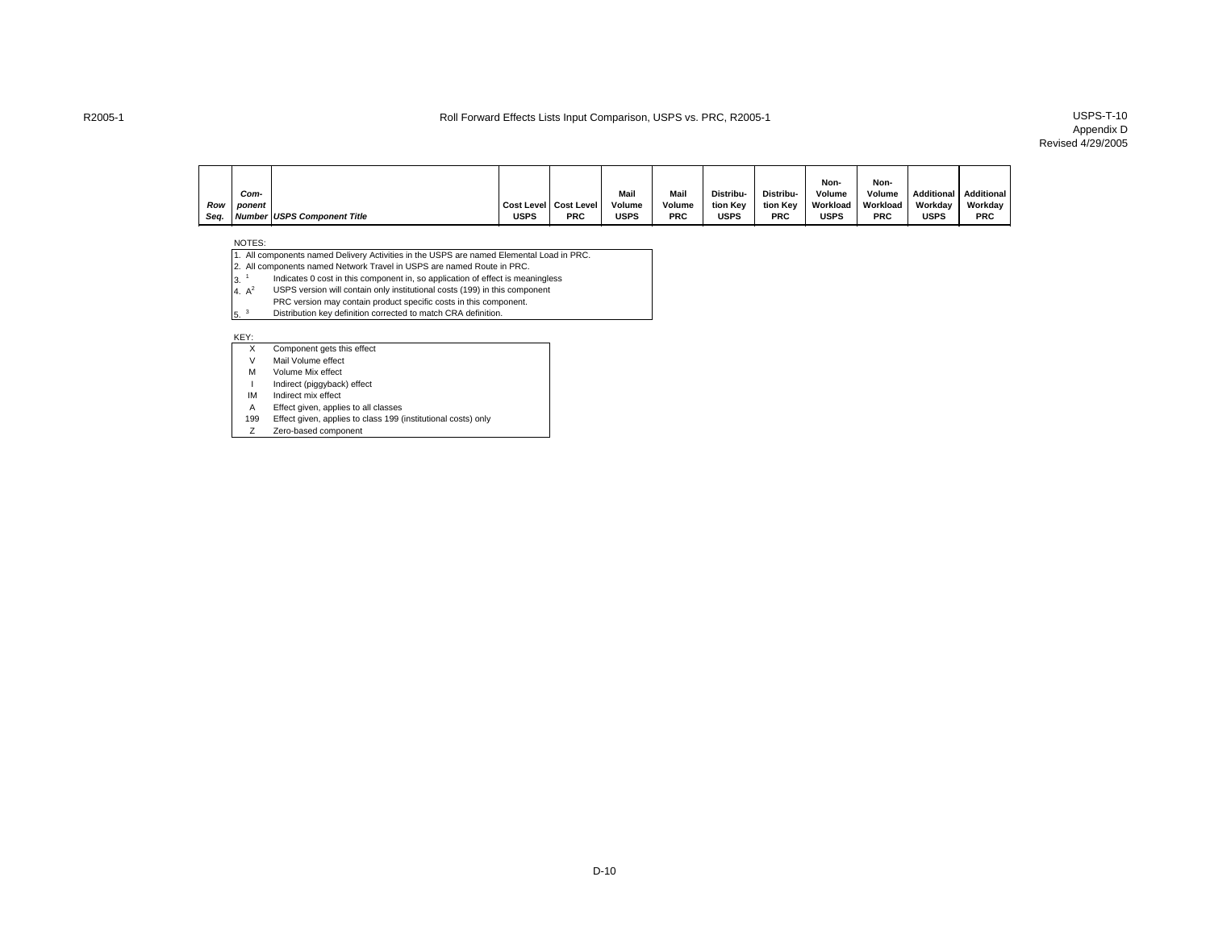Roll Forward Effects Lists Input Comparison, USPS vs. PRC, R2005-1

USPS-T-10
Appendix D
Revised 4/29/2005

| Row Seq. | Component Number | USPS Component Title | Cost Level USPS | Cost Level PRC | Mail Volume USPS | Mail Volume PRC | Distribution Key USPS | Distribution Key PRC | Non-Volume Workload USPS | Non-Volume Workload PRC | Additional Workday USPS | Additional Workday PRC |
|---|---|---|---|---|---|---|---|---|---|---|---|---|

NOTES:

1. All components named Delivery Activities in the USPS are named Elemental Load in PRC.
2. All components named Network Travel in USPS are named Route in PRC.
3. [1] Indicates 0 cost in this component in, so application of effect is meaningless
4. A[2] USPS version will contain only institutional costs (199) in this component
   PRC version may contain product specific costs in this component.
5. [3] Distribution key definition corrected to match CRA definition.

KEY:

| | |
|---|---|
| X | Component gets this effect |
| V | Mail Volume effect |
| M | Volume Mix effect |
| I | Indirect (piggyback) effect |
| IM | Indirect mix effect |
| A | Effect given, applies to all classes |
| 199 | Effect given, applies to class 199 (institutional costs) only |
| Z | Zero-based component |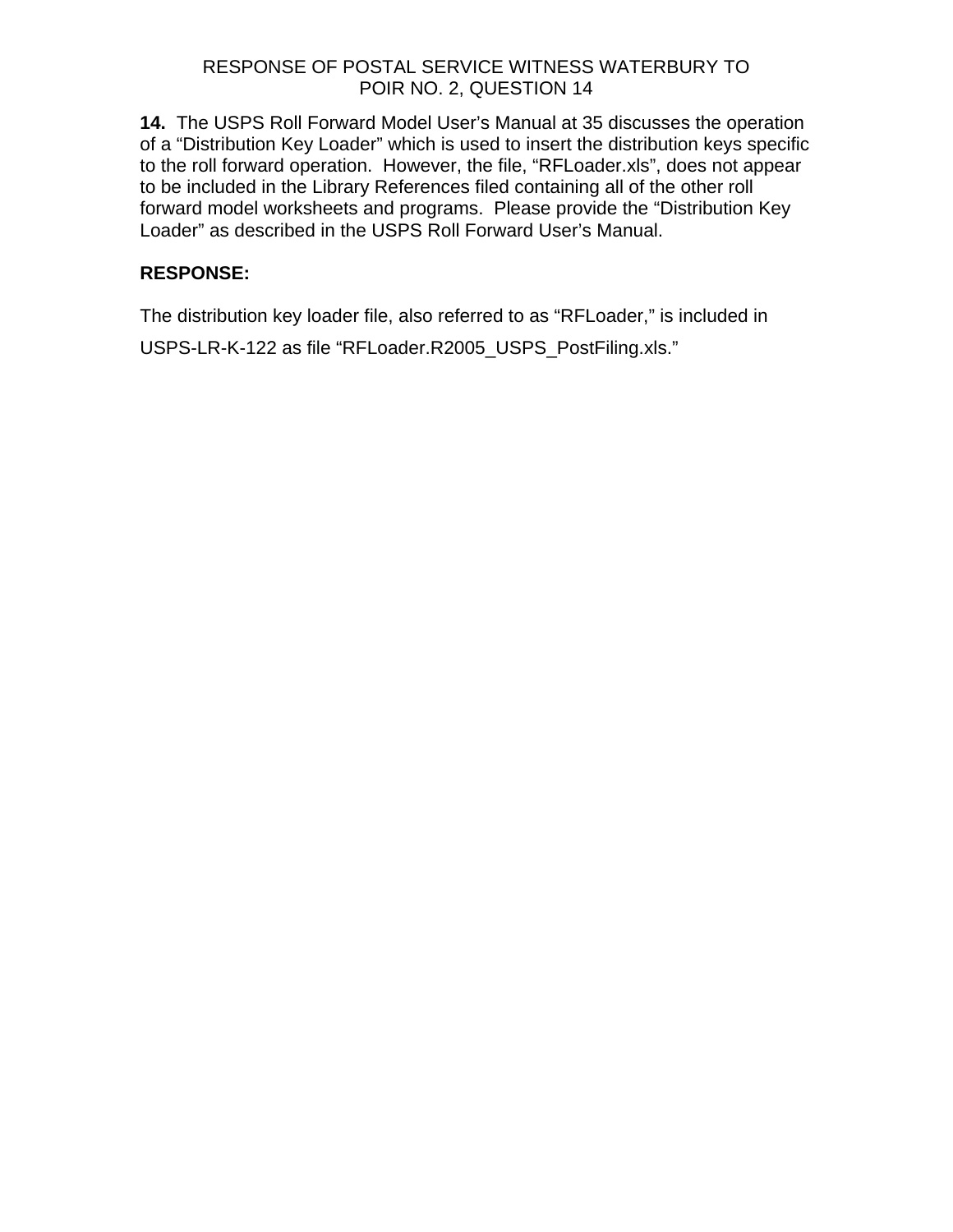RESPONSE OF POSTAL SERVICE WITNESS WATERBURY TO
POIR NO. 2, QUESTION 14

**14.** The USPS Roll Forward Model User's Manual at 35 discusses the operation of a "Distribution Key Loader" which is used to insert the distribution keys specific to the roll forward operation. However, the file, "RFLoader.xls", does not appear to be included in the Library References filed containing all of the other roll forward model worksheets and programs. Please provide the "Distribution Key Loader" as described in the USPS Roll Forward User's Manual.

**RESPONSE:**

The distribution key loader file, also referred to as "RFLoader," is included in USPS-LR-K-122 as file "RFLoader.R2005_USPS_PostFiling.xls."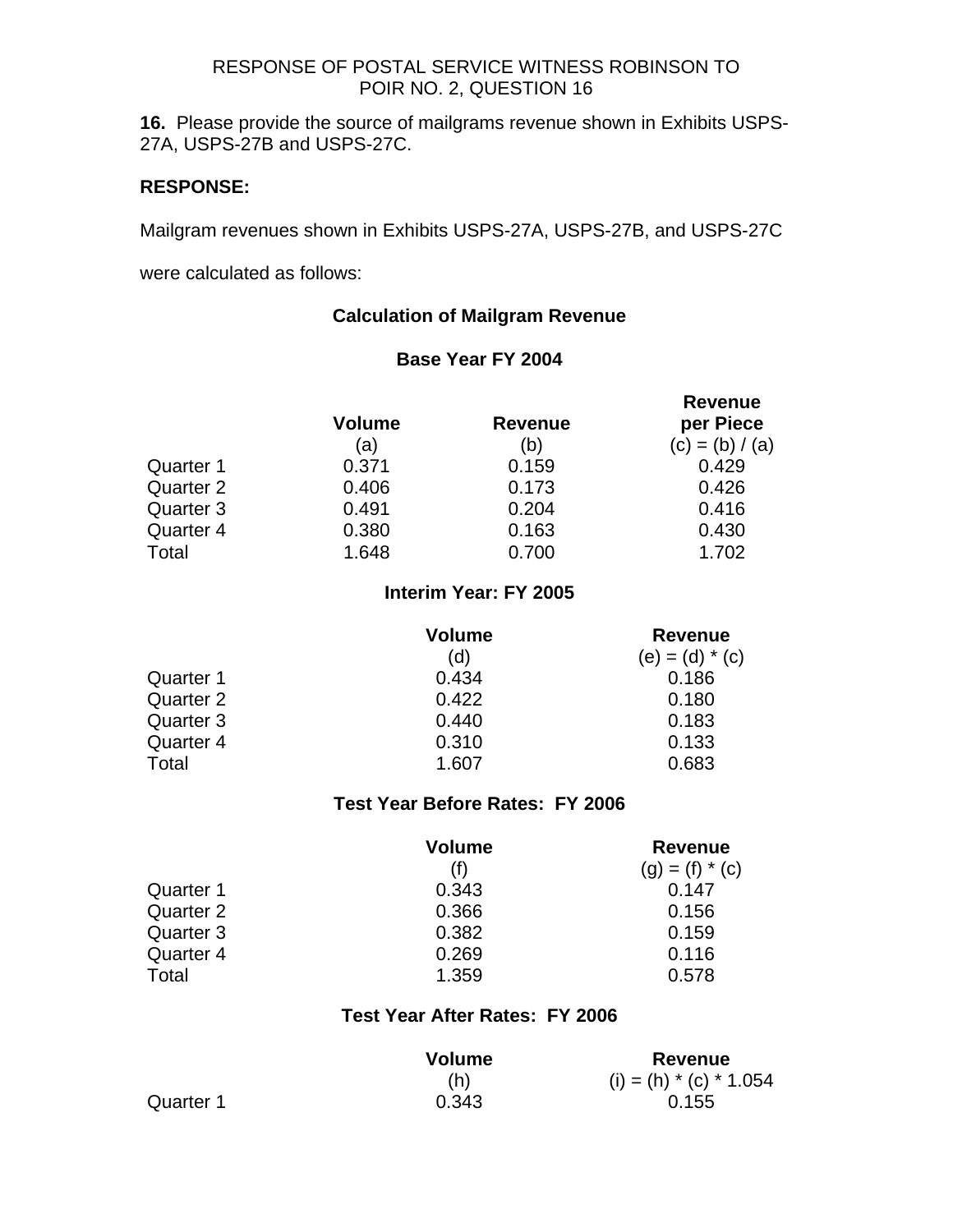RESPONSE OF POSTAL SERVICE WITNESS ROBINSON TO POIR NO. 2, QUESTION 16

**16.** Please provide the source of mailgrams revenue shown in Exhibits USPS-27A, USPS-27B and USPS-27C.

**RESPONSE:**

Mailgram revenues shown in Exhibits USPS-27A, USPS-27B, and USPS-27C were calculated as follows:

**Calculation of Mailgram Revenue**

**Base Year FY 2004**

| | **Volume** | **Revenue** | **Revenue per Piece** |
|---|---|---|---|
| | (a) | (b) | (c) = (b) / (a) |
| Quarter 1 | 0.371 | 0.159 | 0.429 |
| Quarter 2 | 0.406 | 0.173 | 0.426 |
| Quarter 3 | 0.491 | 0.204 | 0.416 |
| Quarter 4 | 0.380 | 0.163 | 0.430 |
| Total | 1.648 | 0.700 | 1.702 |

**Interim Year: FY 2005**

| | **Volume** | **Revenue** |
|---|---|---|
| | (d) | (e) = (d) * (c) |
| Quarter 1 | 0.434 | 0.186 |
| Quarter 2 | 0.422 | 0.180 |
| Quarter 3 | 0.440 | 0.183 |
| Quarter 4 | 0.310 | 0.133 |
| Total | 1.607 | 0.683 |

**Test Year Before Rates: FY 2006**

| | **Volume** | **Revenue** |
|---|---|---|
| | (f) | (g) = (f) * (c) |
| Quarter 1 | 0.343 | 0.147 |
| Quarter 2 | 0.366 | 0.156 |
| Quarter 3 | 0.382 | 0.159 |
| Quarter 4 | 0.269 | 0.116 |
| Total | 1.359 | 0.578 |

**Test Year After Rates: FY 2006**

| | **Volume** | **Revenue** |
|---|---|---|
| | (h) | (i) = (h) * (c) * 1.054 |
| Quarter 1 | 0.343 | 0.155 |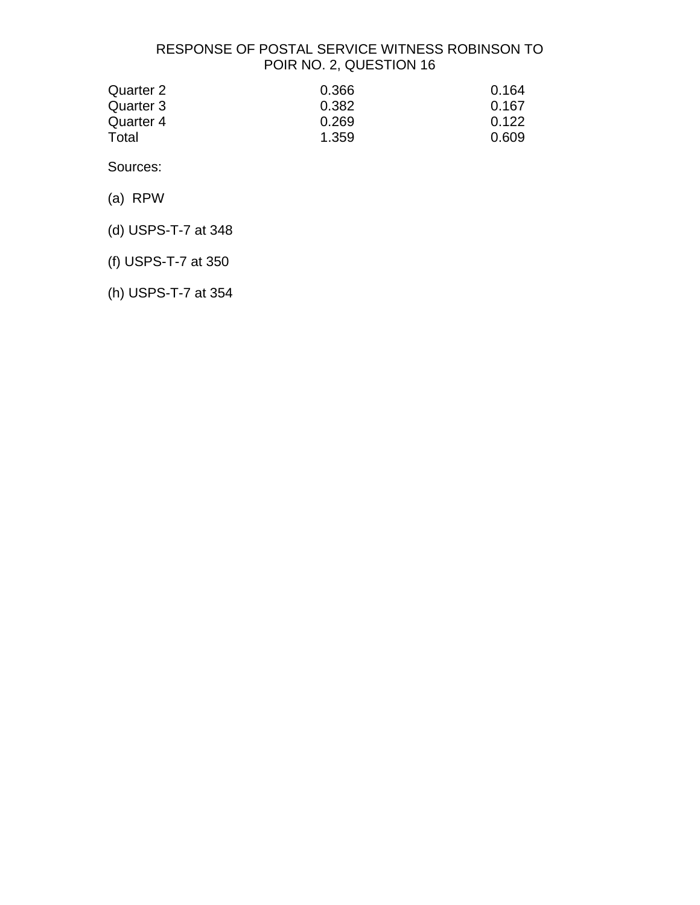| | | |
|---|---|---|
| Quarter 2 | 0.366 | 0.164 |
| Quarter 3 | 0.382 | 0.167 |
| Quarter 4 | 0.269 | 0.122 |
| Total | 1.359 | 0.609 |

Sources:

(a) RPW

(d) USPS-T-7 at 348

(f) USPS-T-7 at 350

(h) USPS-T-7 at 354